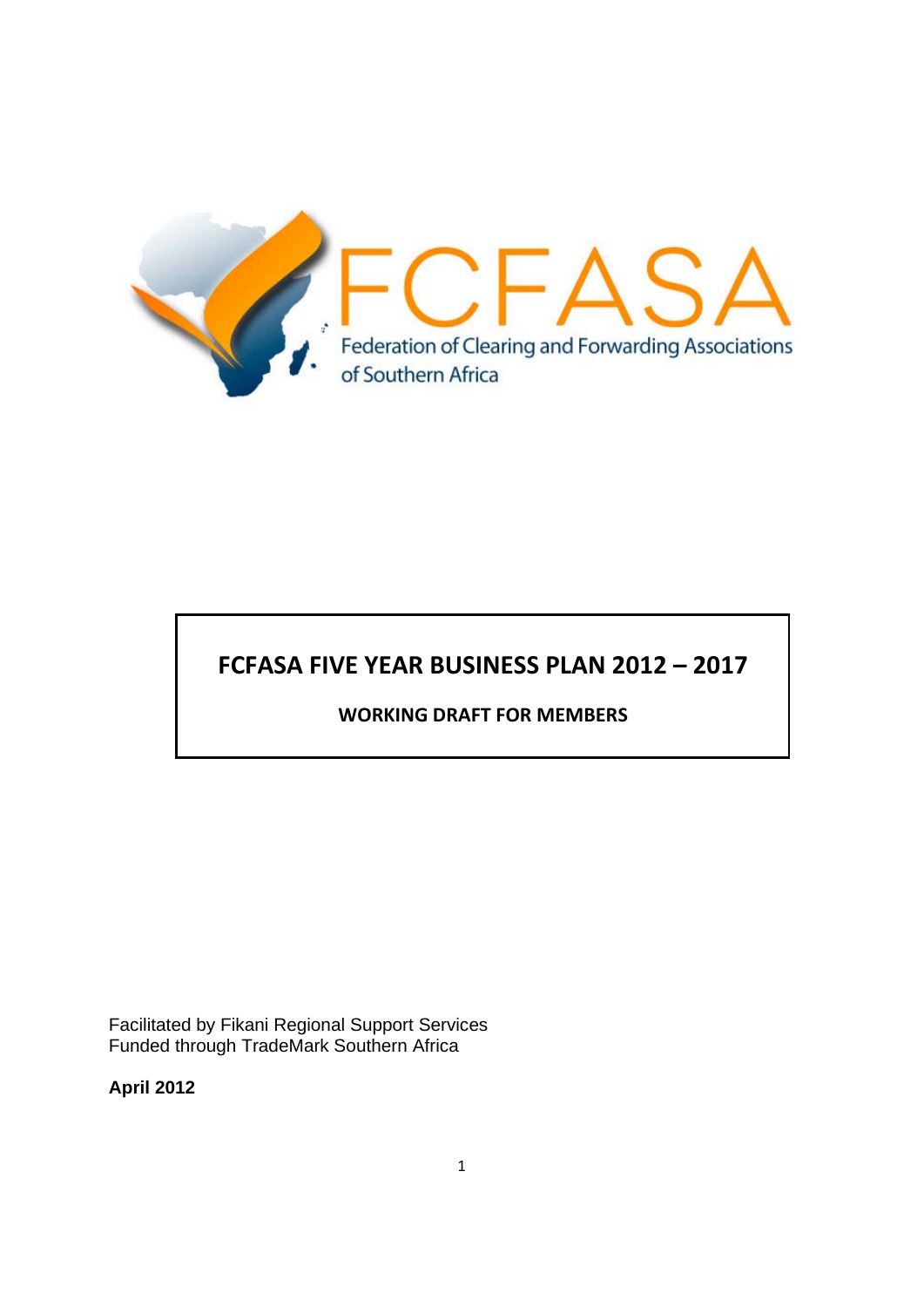FCFASA

Federation of Clearing and Forwarding Associations of Southern Africa

# FCFASA FIVE YEAR BUSINESS PLAN 2012 – 2017

**WORKING DRAFT FOR MEMBERS**

Facilitated by Fikani Regional Support Services
Funded through TradeMark Southern Africa

**April 2012**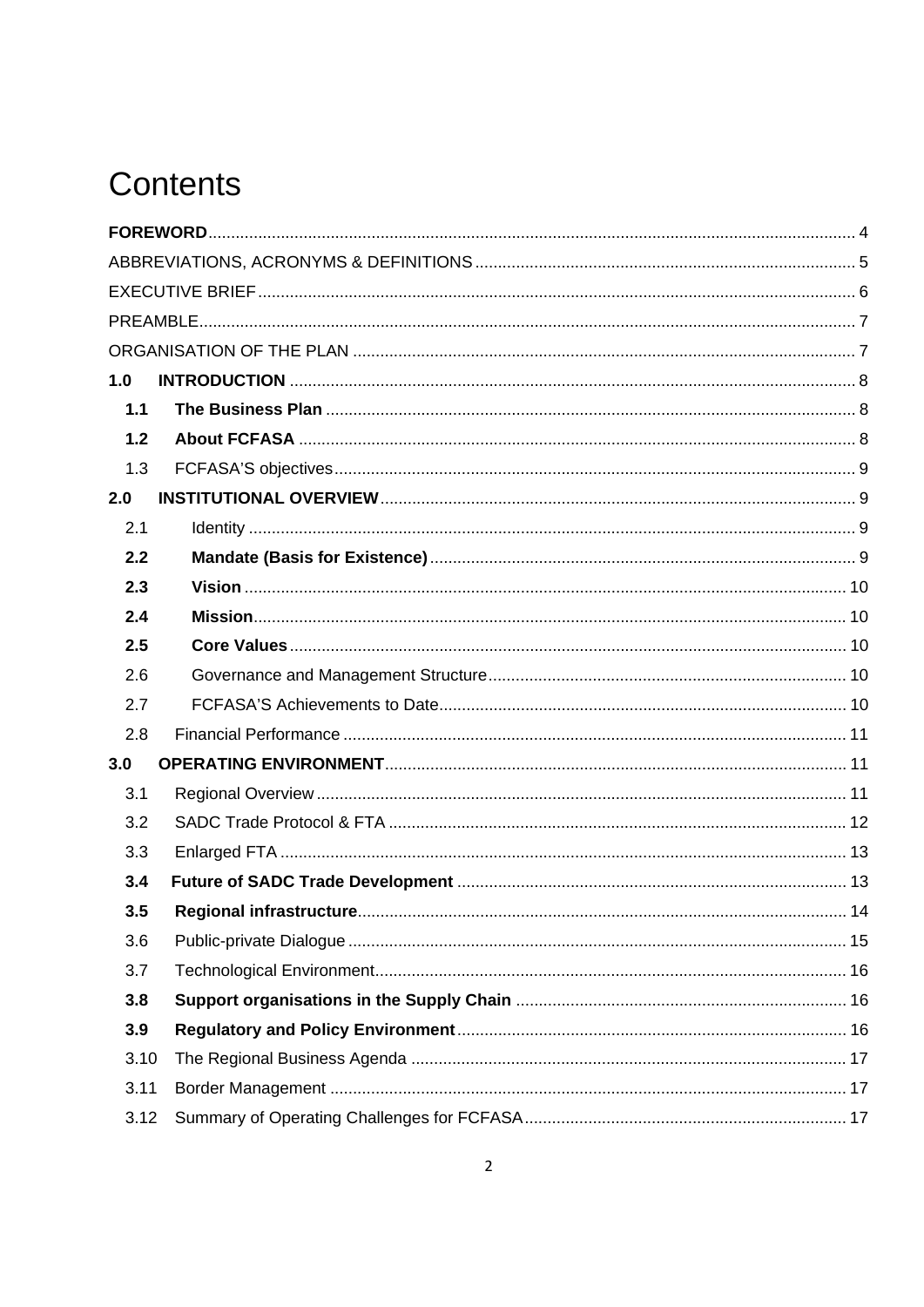# Contents

**FOREWORD** 4
ABBREVIATIONS, ACRONYMS & DEFINITIONS 5
EXECUTIVE BRIEF 6
PREAMBLE 7
ORGANISATION OF THE PLAN 7
**1.0 INTRODUCTION** 8
- **1.1 The Business Plan** 8
- **1.2 About FCFASA** 8
- 1.3 FCFASA'S objectives 9

**2.0 INSTITUTIONAL OVERVIEW** 9
- 2.1 Identity 9
- **2.2 Mandate (Basis for Existence)** 9
- **2.3 Vision** 10
- **2.4 Mission** 10
- **2.5 Core Values** 10
- 2.6 Governance and Management Structure 10
- 2.7 FCFASA'S Achievements to Date 10
- 2.8 Financial Performance 11

**3.0 OPERATING ENVIRONMENT** 11
- 3.1 Regional Overview 11
- 3.2 SADC Trade Protocol & FTA 12
- 3.3 Enlarged FTA 13
- **3.4 Future of SADC Trade Development** 13
- **3.5 Regional infrastructure** 14
- 3.6 Public-private Dialogue 15
- 3.7 Technological Environment 16
- **3.8 Support organisations in the Supply Chain** 16
- **3.9 Regulatory and Policy Environment** 16
- 3.10 The Regional Business Agenda 17
- 3.11 Border Management 17
- 3.12 Summary of Operating Challenges for FCFASA 17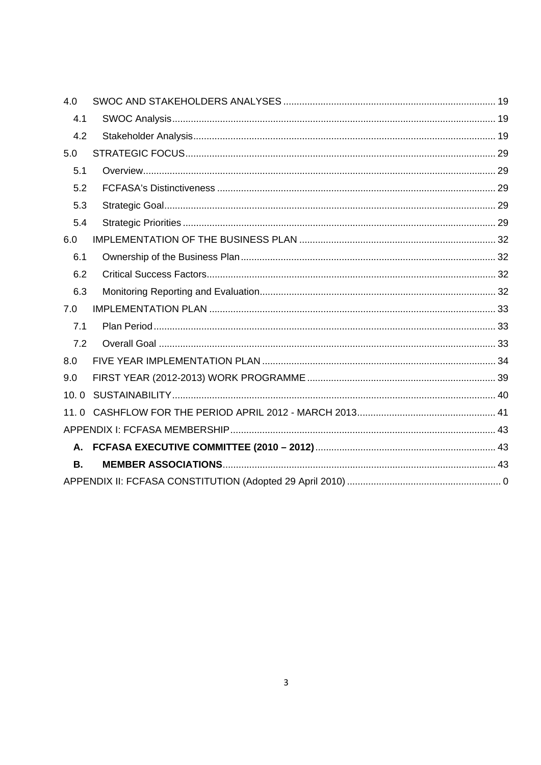4.0 SWOC AND STAKEHOLDERS ANALYSES ............................................................................... 19

4.1 SWOC Analysis ......................................................................................................................... 19

4.2 Stakeholder Analysis ................................................................................................................ 19

5.0 STRATEGIC FOCUS .................................................................................................................... 29

5.1 Overview ................................................................................................................................... 29

5.2 FCFASA's Distinctiveness ........................................................................................................ 29

5.3 Strategic Goal ........................................................................................................................... 29

5.4 Strategic Priorities .................................................................................................................... 29

6.0 IMPLEMENTATION OF THE BUSINESS PLAN .......................................................................... 32

6.1 Ownership of the Business Plan ............................................................................................... 32

6.2 Critical Success Factors ............................................................................................................ 32

6.3 Monitoring Reporting and Evaluation ........................................................................................ 32

7.0 IMPLEMENTATION PLAN ........................................................................................................... 33

7.1 Plan Period ................................................................................................................................ 33

7.2 Overall Goal .............................................................................................................................. 33

8.0 FIVE YEAR IMPLEMENTATION PLAN ........................................................................................ 34

9.0 FIRST YEAR (2012-2013) WORK PROGRAMME ....................................................................... 39

10. 0 SUSTAINABILITY ......................................................................................................................... 40

11. 0 CASHFLOW FOR THE PERIOD APRIL 2012 - MARCH 2013 .................................................... 41

APPENDIX I: FCFASA MEMBERSHIP ................................................................................................... 43

**A. FCFASA EXECUTIVE COMMITTEE (2010 – 2012)** .................................................................... 43

**B. MEMBER ASSOCIATIONS** ...................................................................................................... 43

APPENDIX II: FCFASA CONSTITUTION (Adopted 29 April 2010) .......................................................... 0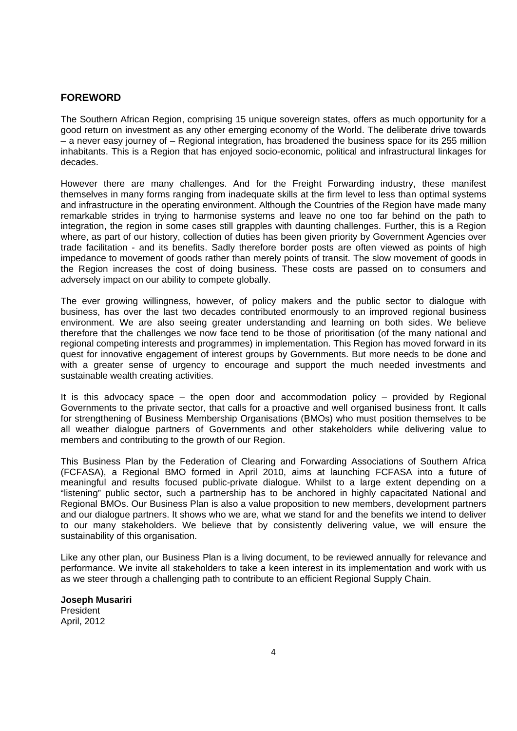## FOREWORD

The Southern African Region, comprising 15 unique sovereign states, offers as much opportunity for a good return on investment as any other emerging economy of the World. The deliberate drive towards – a never easy journey of – Regional integration, has broadened the business space for its 255 million inhabitants. This is a Region that has enjoyed socio-economic, political and infrastructural linkages for decades.

However there are many challenges. And for the Freight Forwarding industry, these manifest themselves in many forms ranging from inadequate skills at the firm level to less than optimal systems and infrastructure in the operating environment. Although the Countries of the Region have made many remarkable strides in trying to harmonise systems and leave no one too far behind on the path to integration, the region in some cases still grapples with daunting challenges. Further, this is a Region where, as part of our history, collection of duties has been given priority by Government Agencies over trade facilitation - and its benefits. Sadly therefore border posts are often viewed as points of high impedance to movement of goods rather than merely points of transit. The slow movement of goods in the Region increases the cost of doing business. These costs are passed on to consumers and adversely impact on our ability to compete globally.

The ever growing willingness, however, of policy makers and the public sector to dialogue with business, has over the last two decades contributed enormously to an improved regional business environment. We are also seeing greater understanding and learning on both sides. We believe therefore that the challenges we now face tend to be those of prioritisation (of the many national and regional competing interests and programmes) in implementation. This Region has moved forward in its quest for innovative engagement of interest groups by Governments. But more needs to be done and with a greater sense of urgency to encourage and support the much needed investments and sustainable wealth creating activities.

It is this advocacy space – the open door and accommodation policy – provided by Regional Governments to the private sector, that calls for a proactive and well organised business front. It calls for strengthening of Business Membership Organisations (BMOs) who must position themselves to be all weather dialogue partners of Governments and other stakeholders while delivering value to members and contributing to the growth of our Region.

This Business Plan by the Federation of Clearing and Forwarding Associations of Southern Africa (FCFASA), a Regional BMO formed in April 2010, aims at launching FCFASA into a future of meaningful and results focused public-private dialogue. Whilst to a large extent depending on a "listening" public sector, such a partnership has to be anchored in highly capacitated National and Regional BMOs. Our Business Plan is also a value proposition to new members, development partners and our dialogue partners. It shows who we are, what we stand for and the benefits we intend to deliver to our many stakeholders. We believe that by consistently delivering value, we will ensure the sustainability of this organisation.

Like any other plan, our Business Plan is a living document, to be reviewed annually for relevance and performance. We invite all stakeholders to take a keen interest in its implementation and work with us as we steer through a challenging path to contribute to an efficient Regional Supply Chain.

**Joseph Musariri**
President
April, 2012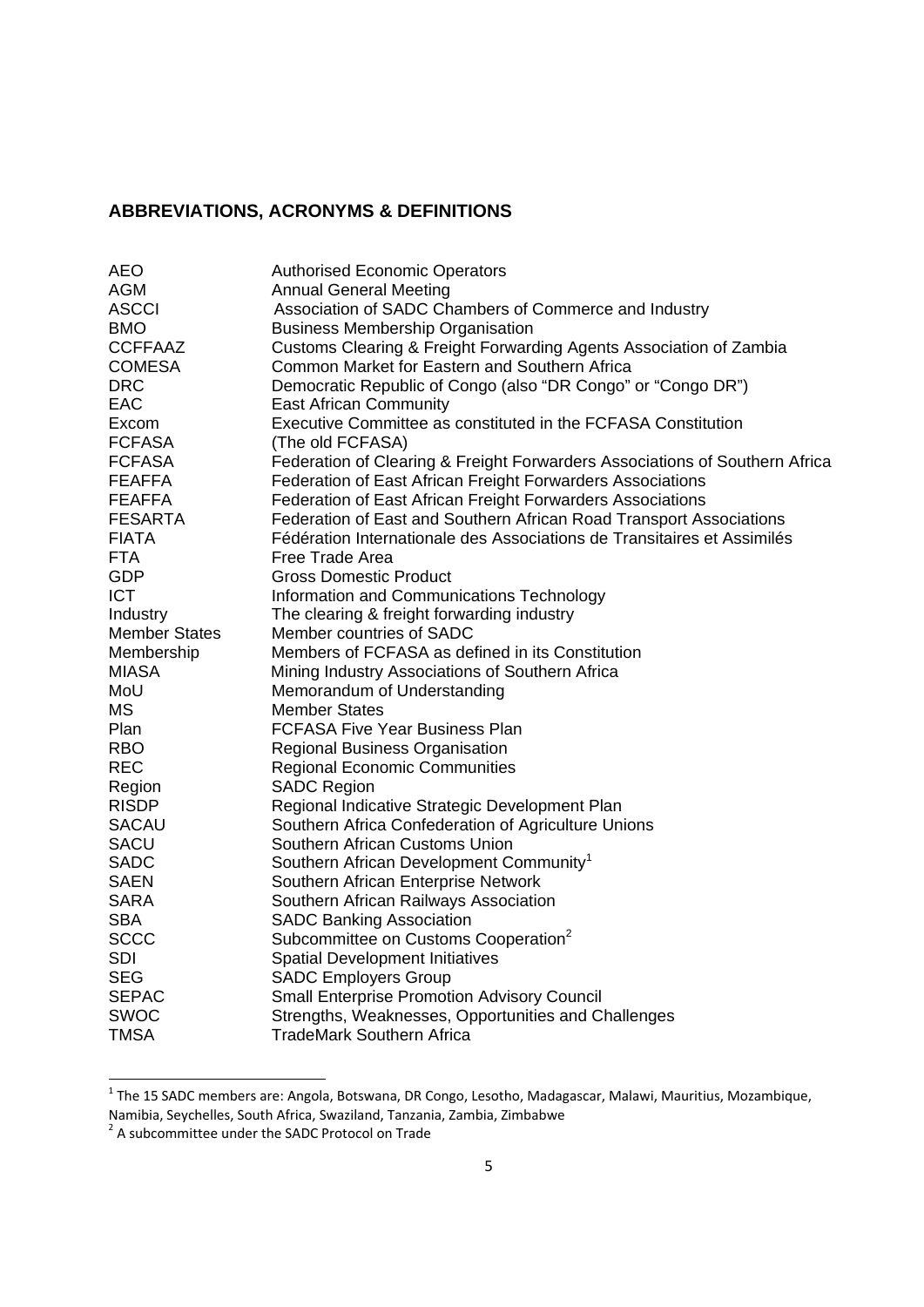## ABBREVIATIONS, ACRONYMS & DEFINITIONS

| | |
|---|---|
| AEO | Authorised Economic Operators |
| AGM | Annual General Meeting |
| ASCCI | Association of SADC Chambers of Commerce and Industry |
| BMO | Business Membership Organisation |
| CCFFAAZ | Customs Clearing & Freight Forwarding Agents Association of Zambia |
| COMESA | Common Market for Eastern and Southern Africa |
| DRC | Democratic Republic of Congo (also "DR Congo" or "Congo DR") |
| EAC | East African Community |
| Excom | Executive Committee as constituted in the FCFASA Constitution |
| FCFASA | (The old FCFASA) |
| FCFASA | Federation of Clearing & Freight Forwarders Associations of Southern Africa |
| FEAFFA | Federation of East African Freight Forwarders Associations |
| FEAFFA | Federation of East African Freight Forwarders Associations |
| FESARTA | Federation of East and Southern African Road Transport Associations |
| FIATA | Fédération Internationale des Associations de Transitaires et Assimilés |
| FTA | Free Trade Area |
| GDP | Gross Domestic Product |
| ICT | Information and Communications Technology |
| Industry | The clearing & freight forwarding industry |
| Member States | Member countries of SADC |
| Membership | Members of FCFASA as defined in its Constitution |
| MIASA | Mining Industry Associations of Southern Africa |
| MoU | Memorandum of Understanding |
| MS | Member States |
| Plan | FCFASA Five Year Business Plan |
| RBO | Regional Business Organisation |
| REC | Regional Economic Communities |
| Region | SADC Region |
| RISDP | Regional Indicative Strategic Development Plan |
| SACAU | Southern Africa Confederation of Agriculture Unions |
| SACU | Southern African Customs Union |
| SADC | Southern African Development Community[1] |
| SAEN | Southern African Enterprise Network |
| SARA | Southern African Railways Association |
| SBA | SADC Banking Association |
| SCCC | Subcommittee on Customs Cooperation[2] |
| SDI | Spatial Development Initiatives |
| SEG | SADC Employers Group |
| SEPAC | Small Enterprise Promotion Advisory Council |
| SWOC | Strengths, Weaknesses, Opportunities and Challenges |
| TMSA | TradeMark Southern Africa |

[1] The 15 SADC members are: Angola, Botswana, DR Congo, Lesotho, Madagascar, Malawi, Mauritius, Mozambique, Namibia, Seychelles, South Africa, Swaziland, Tanzania, Zambia, Zimbabwe

[2] A subcommittee under the SADC Protocol on Trade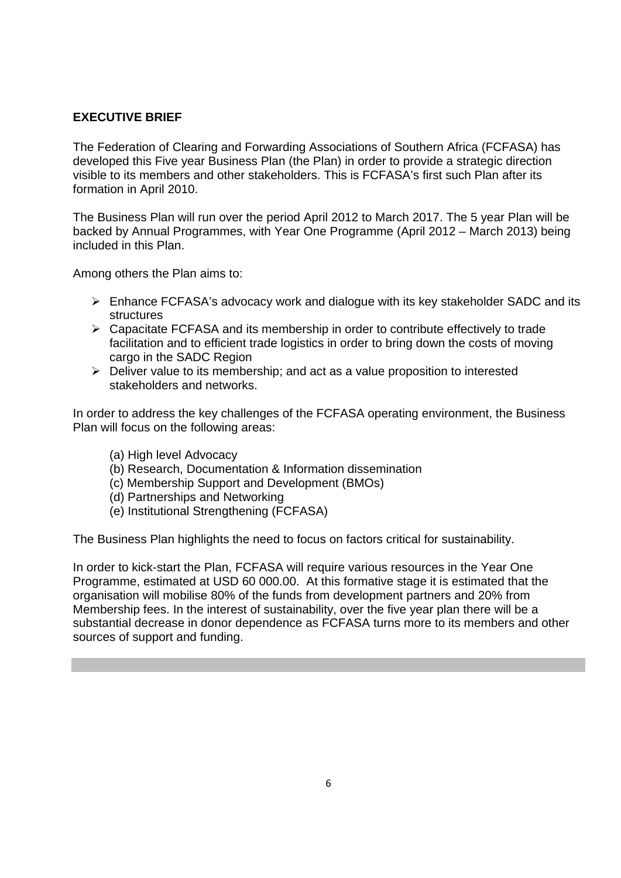## EXECUTIVE BRIEF

The Federation of Clearing and Forwarding Associations of Southern Africa (FCFASA) has developed this Five year Business Plan (the Plan) in order to provide a strategic direction visible to its members and other stakeholders. This is FCFASA's first such Plan after its formation in April 2010.

The Business Plan will run over the period April 2012 to March 2017. The 5 year Plan will be backed by Annual Programmes, with Year One Programme (April 2012 – March 2013) being included in this Plan.

Among others the Plan aims to:

- Enhance FCFASA's advocacy work and dialogue with its key stakeholder SADC and its structures
- Capacitate FCFASA and its membership in order to contribute effectively to trade facilitation and to efficient trade logistics in order to bring down the costs of moving cargo in the SADC Region
- Deliver value to its membership; and act as a value proposition to interested stakeholders and networks.

In order to address the key challenges of the FCFASA operating environment, the Business Plan will focus on the following areas:

(a) High level Advocacy
(b) Research, Documentation & Information dissemination
(c) Membership Support and Development (BMOs)
(d) Partnerships and Networking
(e) Institutional Strengthening (FCFASA)

The Business Plan highlights the need to focus on factors critical for sustainability.

In order to kick-start the Plan, FCFASA will require various resources in the Year One Programme, estimated at USD 60 000.00. At this formative stage it is estimated that the organisation will mobilise 80% of the funds from development partners and 20% from Membership fees. In the interest of sustainability, over the five year plan there will be a substantial decrease in donor dependence as FCFASA turns more to its members and other sources of support and funding.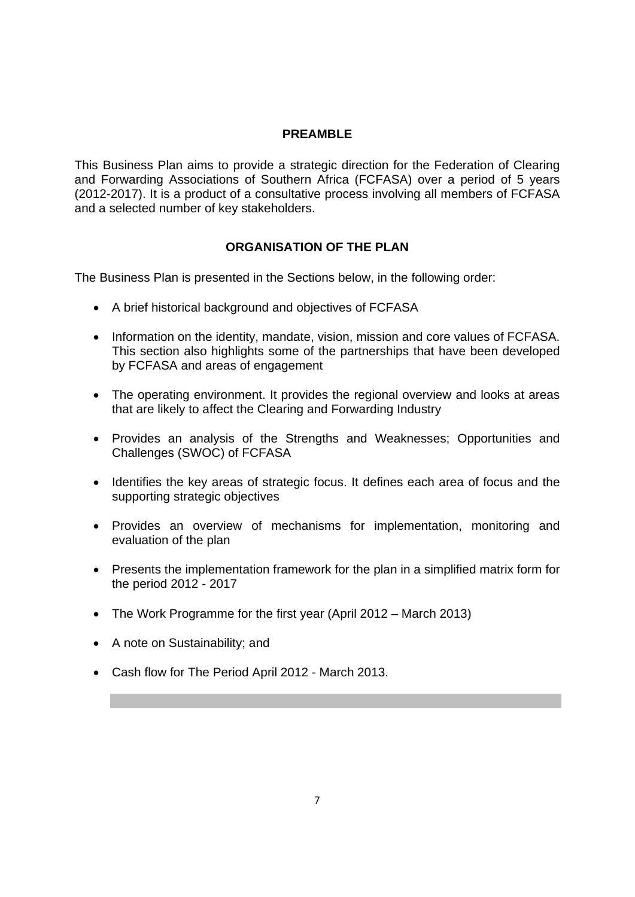## PREAMBLE

This Business Plan aims to provide a strategic direction for the Federation of Clearing and Forwarding Associations of Southern Africa (FCFASA) over a period of 5 years (2012-2017). It is a product of a consultative process involving all members of FCFASA and a selected number of key stakeholders.

## ORGANISATION OF THE PLAN

The Business Plan is presented in the Sections below, in the following order:

- A brief historical background and objectives of FCFASA
- Information on the identity, mandate, vision, mission and core values of FCFASA. This section also highlights some of the partnerships that have been developed by FCFASA and areas of engagement
- The operating environment. It provides the regional overview and looks at areas that are likely to affect the Clearing and Forwarding Industry
- Provides an analysis of the Strengths and Weaknesses; Opportunities and Challenges (SWOC) of FCFASA
- Identifies the key areas of strategic focus. It defines each area of focus and the supporting strategic objectives
- Provides an overview of mechanisms for implementation, monitoring and evaluation of the plan
- Presents the implementation framework for the plan in a simplified matrix form for the period 2012 - 2017
- The Work Programme for the first year (April 2012 – March 2013)
- A note on Sustainability; and
- Cash flow for The Period April 2012 - March 2013.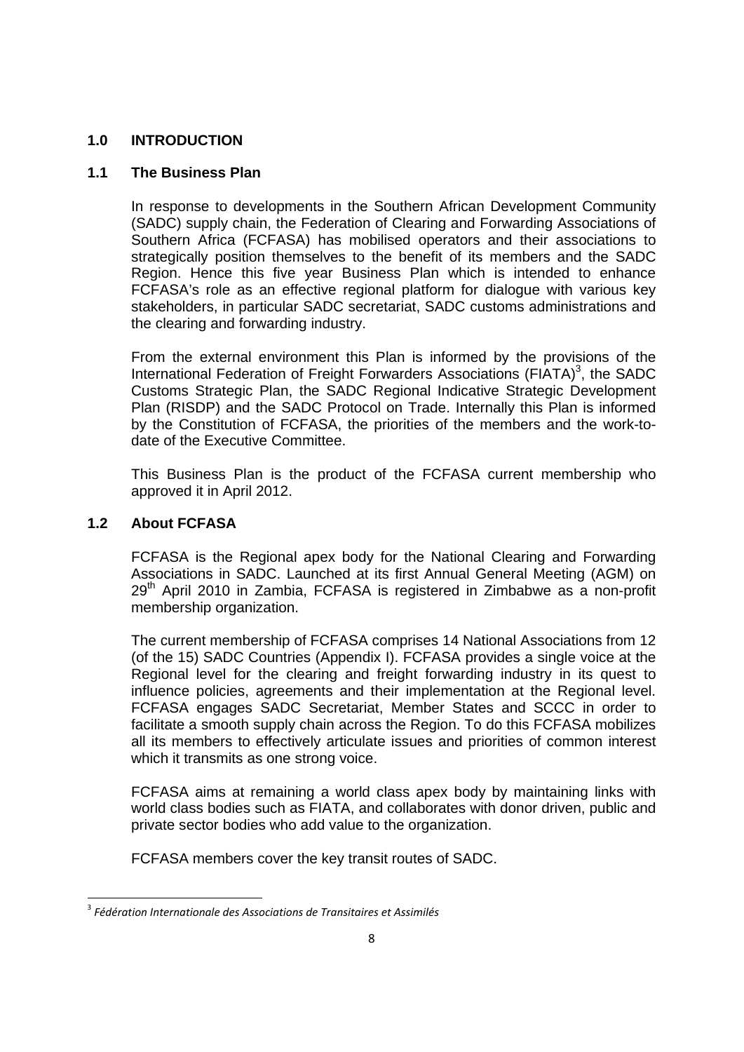# 1.0 INTRODUCTION

## 1.1 The Business Plan

In response to developments in the Southern African Development Community (SADC) supply chain, the Federation of Clearing and Forwarding Associations of Southern Africa (FCFASA) has mobilised operators and their associations to strategically position themselves to the benefit of its members and the SADC Region. Hence this five year Business Plan which is intended to enhance FCFASA's role as an effective regional platform for dialogue with various key stakeholders, in particular SADC secretariat, SADC customs administrations and the clearing and forwarding industry.

From the external environment this Plan is informed by the provisions of the International Federation of Freight Forwarders Associations (FIATA)[3], the SADC Customs Strategic Plan, the SADC Regional Indicative Strategic Development Plan (RISDP) and the SADC Protocol on Trade. Internally this Plan is informed by the Constitution of FCFASA, the priorities of the members and the work-to-date of the Executive Committee.

This Business Plan is the product of the FCFASA current membership who approved it in April 2012.

## 1.2 About FCFASA

FCFASA is the Regional apex body for the National Clearing and Forwarding Associations in SADC. Launched at its first Annual General Meeting (AGM) on 29th April 2010 in Zambia, FCFASA is registered in Zimbabwe as a non-profit membership organization.

The current membership of FCFASA comprises 14 National Associations from 12 (of the 15) SADC Countries (Appendix I). FCFASA provides a single voice at the Regional level for the clearing and freight forwarding industry in its quest to influence policies, agreements and their implementation at the Regional level. FCFASA engages SADC Secretariat, Member States and SCCC in order to facilitate a smooth supply chain across the Region. To do this FCFASA mobilizes all its members to effectively articulate issues and priorities of common interest which it transmits as one strong voice.

FCFASA aims at remaining a world class apex body by maintaining links with world class bodies such as FIATA, and collaborates with donor driven, public and private sector bodies who add value to the organization.

FCFASA members cover the key transit routes of SADC.

[3] *Fédération Internationale des Associations de Transitaires et Assimilés*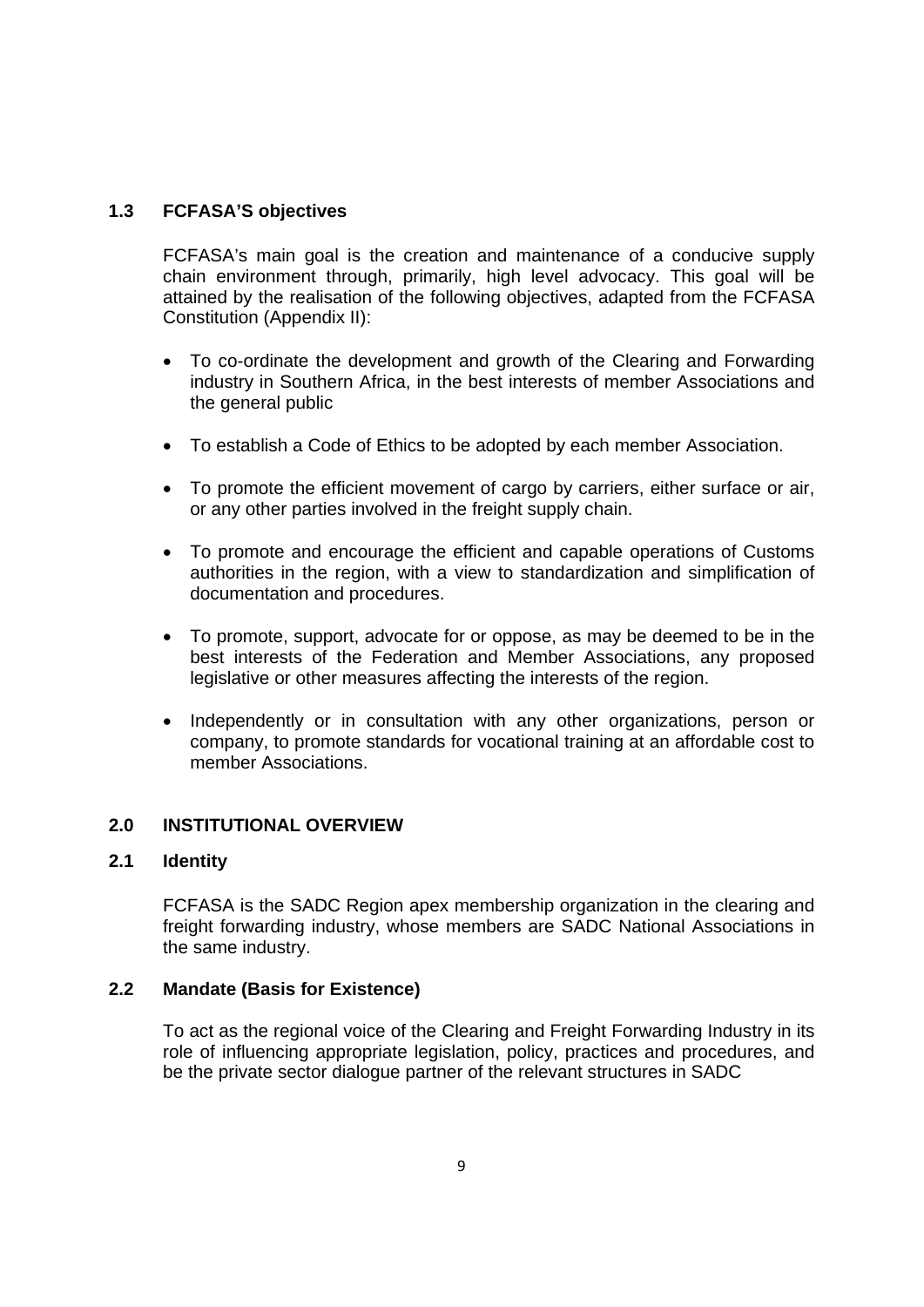### 1.3 FCFASA'S objectives

FCFASA's main goal is the creation and maintenance of a conducive supply chain environment through, primarily, high level advocacy. This goal will be attained by the realisation of the following objectives, adapted from the FCFASA Constitution (Appendix II):

- To co-ordinate the development and growth of the Clearing and Forwarding industry in Southern Africa, in the best interests of member Associations and the general public
- To establish a Code of Ethics to be adopted by each member Association.
- To promote the efficient movement of cargo by carriers, either surface or air, or any other parties involved in the freight supply chain.
- To promote and encourage the efficient and capable operations of Customs authorities in the region, with a view to standardization and simplification of documentation and procedures.
- To promote, support, advocate for or oppose, as may be deemed to be in the best interests of the Federation and Member Associations, any proposed legislative or other measures affecting the interests of the region.
- Independently or in consultation with any other organizations, person or company, to promote standards for vocational training at an affordable cost to member Associations.

## 2.0 INSTITUTIONAL OVERVIEW

### 2.1 Identity

FCFASA is the SADC Region apex membership organization in the clearing and freight forwarding industry, whose members are SADC National Associations in the same industry.

### 2.2 Mandate (Basis for Existence)

To act as the regional voice of the Clearing and Freight Forwarding Industry in its role of influencing appropriate legislation, policy, practices and procedures, and be the private sector dialogue partner of the relevant structures in SADC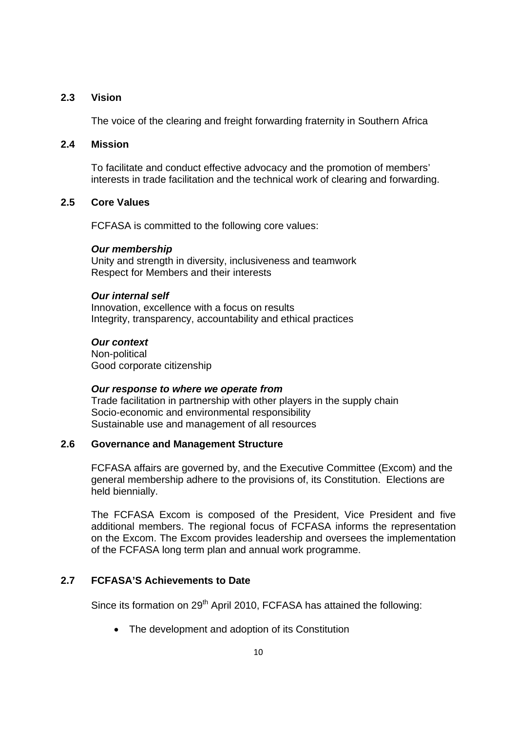## 2.3 Vision

The voice of the clearing and freight forwarding fraternity in Southern Africa

## 2.4 Mission

To facilitate and conduct effective advocacy and the promotion of members' interests in trade facilitation and the technical work of clearing and forwarding.

## 2.5 Core Values

FCFASA is committed to the following core values:

***Our membership***
Unity and strength in diversity, inclusiveness and teamwork
Respect for Members and their interests

***Our internal self***
Innovation, excellence with a focus on results
Integrity, transparency, accountability and ethical practices

***Our context***
Non-political
Good corporate citizenship

***Our response to where we operate from***
Trade facilitation in partnership with other players in the supply chain
Socio-economic and environmental responsibility
Sustainable use and management of all resources

## 2.6 Governance and Management Structure

FCFASA affairs are governed by, and the Executive Committee (Excom) and the general membership adhere to the provisions of, its Constitution. Elections are held biennially.

The FCFASA Excom is composed of the President, Vice President and five additional members. The regional focus of FCFASA informs the representation on the Excom. The Excom provides leadership and oversees the implementation of the FCFASA long term plan and annual work programme.

## 2.7 FCFASA'S Achievements to Date

Since its formation on 29th April 2010, FCFASA has attained the following:

- The development and adoption of its Constitution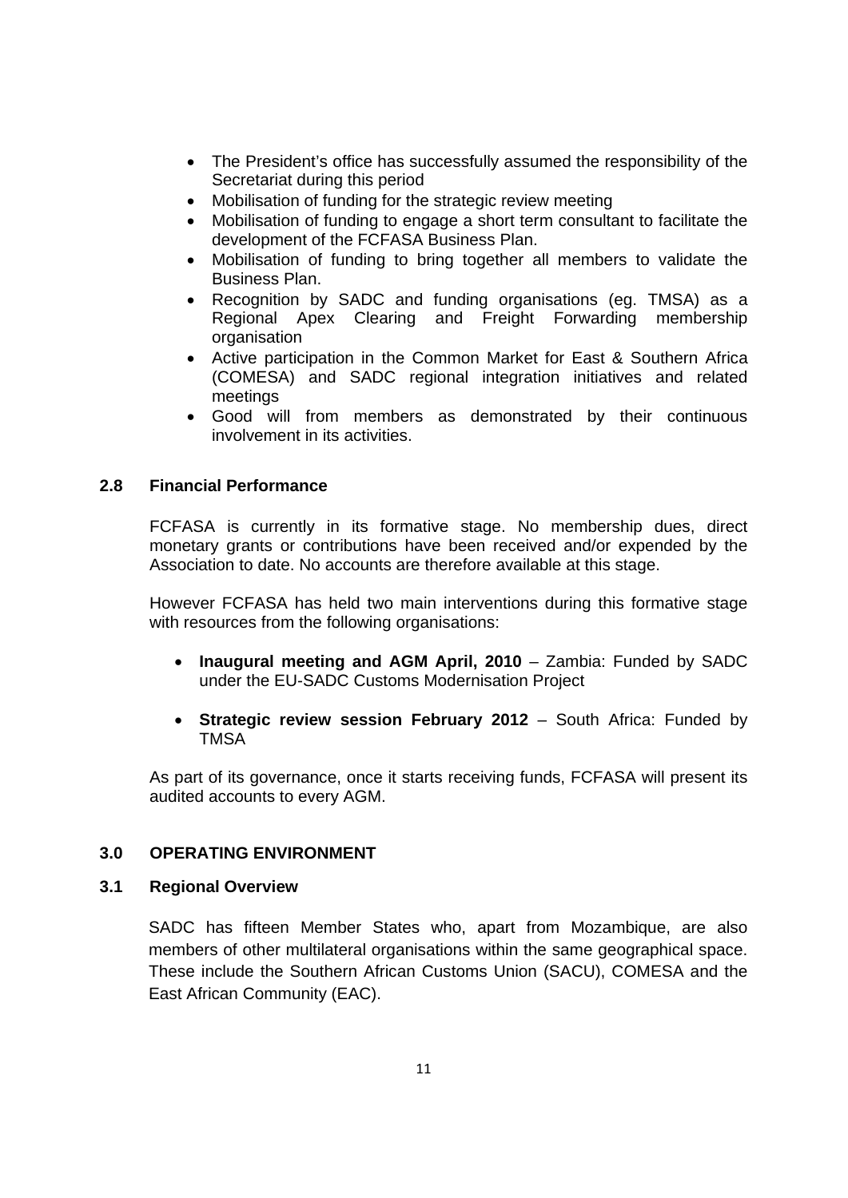- The President's office has successfully assumed the responsibility of the Secretariat during this period
- Mobilisation of funding for the strategic review meeting
- Mobilisation of funding to engage a short term consultant to facilitate the development of the FCFASA Business Plan.
- Mobilisation of funding to bring together all members to validate the Business Plan.
- Recognition by SADC and funding organisations (eg. TMSA) as a Regional Apex Clearing and Freight Forwarding membership organisation
- Active participation in the Common Market for East & Southern Africa (COMESA) and SADC regional integration initiatives and related meetings
- Good will from members as demonstrated by their continuous involvement in its activities.

### 2.8 Financial Performance

FCFASA is currently in its formative stage. No membership dues, direct monetary grants or contributions have been received and/or expended by the Association to date. No accounts are therefore available at this stage.

However FCFASA has held two main interventions during this formative stage with resources from the following organisations:

- **Inaugural meeting and AGM April, 2010** – Zambia: Funded by SADC under the EU-SADC Customs Modernisation Project

- **Strategic review session February 2012** – South Africa: Funded by TMSA

As part of its governance, once it starts receiving funds, FCFASA will present its audited accounts to every AGM.

## 3.0 OPERATING ENVIRONMENT

### 3.1 Regional Overview

SADC has fifteen Member States who, apart from Mozambique, are also members of other multilateral organisations within the same geographical space. These include the Southern African Customs Union (SACU), COMESA and the East African Community (EAC).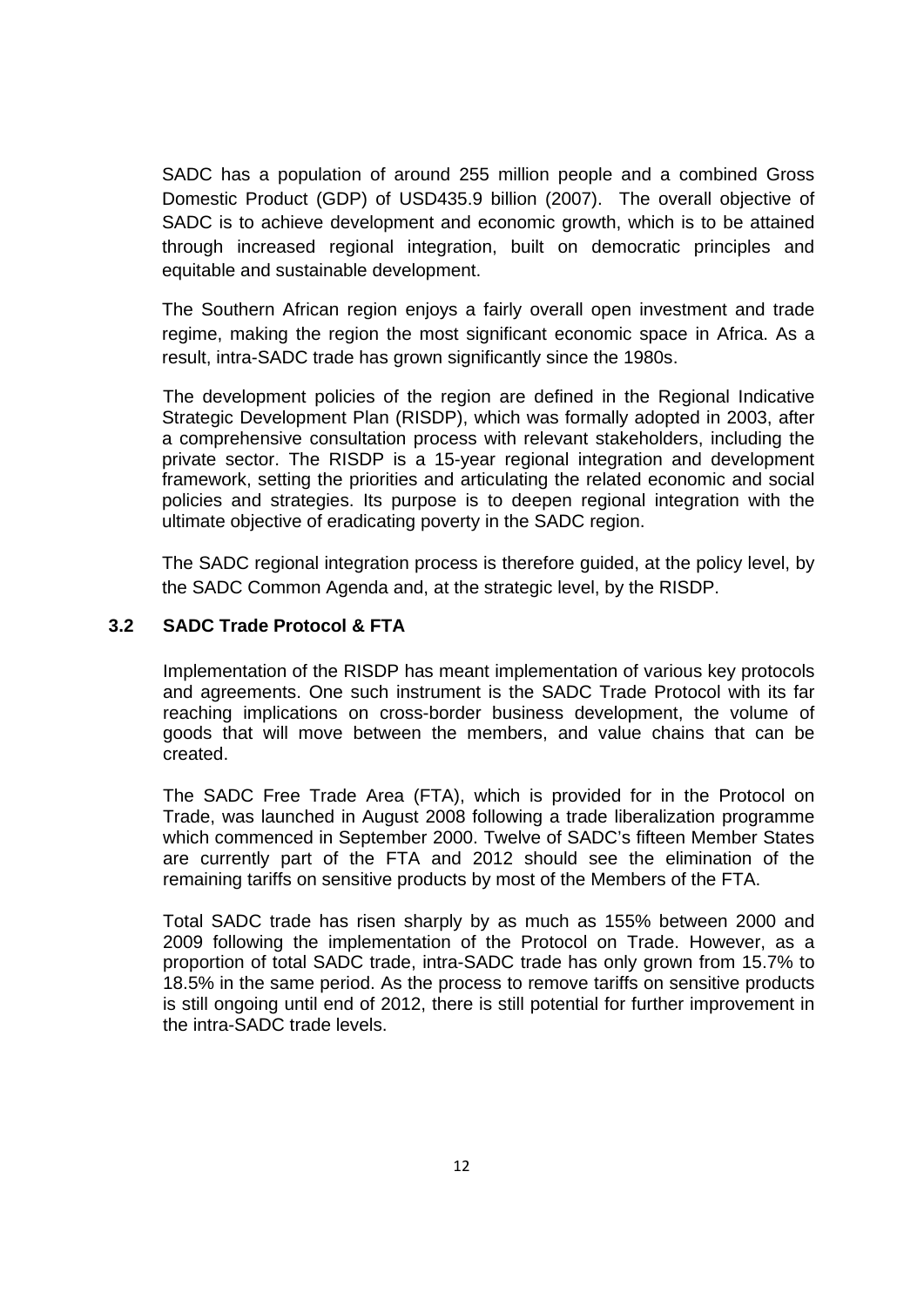SADC has a population of around 255 million people and a combined Gross Domestic Product (GDP) of USD435.9 billion (2007). The overall objective of SADC is to achieve development and economic growth, which is to be attained through increased regional integration, built on democratic principles and equitable and sustainable development.

The Southern African region enjoys a fairly overall open investment and trade regime, making the region the most significant economic space in Africa. As a result, intra-SADC trade has grown significantly since the 1980s.

The development policies of the region are defined in the Regional Indicative Strategic Development Plan (RISDP), which was formally adopted in 2003, after a comprehensive consultation process with relevant stakeholders, including the private sector. The RISDP is a 15-year regional integration and development framework, setting the priorities and articulating the related economic and social policies and strategies. Its purpose is to deepen regional integration with the ultimate objective of eradicating poverty in the SADC region.

The SADC regional integration process is therefore guided, at the policy level, by the SADC Common Agenda and, at the strategic level, by the RISDP.

### 3.2 SADC Trade Protocol & FTA

Implementation of the RISDP has meant implementation of various key protocols and agreements. One such instrument is the SADC Trade Protocol with its far reaching implications on cross-border business development, the volume of goods that will move between the members, and value chains that can be created.

The SADC Free Trade Area (FTA), which is provided for in the Protocol on Trade, was launched in August 2008 following a trade liberalization programme which commenced in September 2000. Twelve of SADC's fifteen Member States are currently part of the FTA and 2012 should see the elimination of the remaining tariffs on sensitive products by most of the Members of the FTA.

Total SADC trade has risen sharply by as much as 155% between 2000 and 2009 following the implementation of the Protocol on Trade. However, as a proportion of total SADC trade, intra-SADC trade has only grown from 15.7% to 18.5% in the same period. As the process to remove tariffs on sensitive products is still ongoing until end of 2012, there is still potential for further improvement in the intra-SADC trade levels.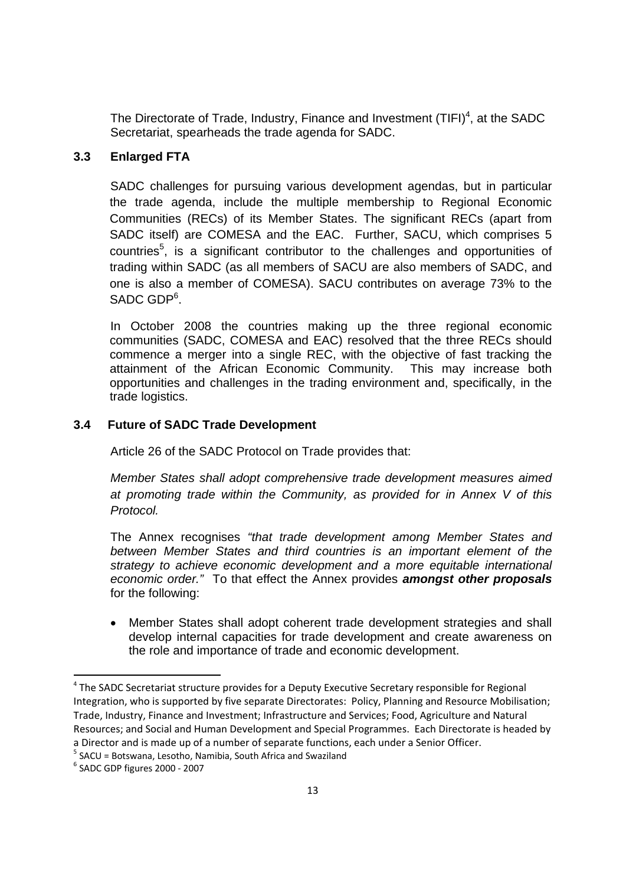The Directorate of Trade, Industry, Finance and Investment (TIFI)[4], at the SADC Secretariat, spearheads the trade agenda for SADC.

### 3.3 Enlarged FTA

SADC challenges for pursuing various development agendas, but in particular the trade agenda, include the multiple membership to Regional Economic Communities (RECs) of its Member States. The significant RECs (apart from SADC itself) are COMESA and the EAC. Further, SACU, which comprises 5 countries[5], is a significant contributor to the challenges and opportunities of trading within SADC (as all members of SACU are also members of SADC, and one is also a member of COMESA). SACU contributes on average 73% to the SADC GDP[6].

In October 2008 the countries making up the three regional economic communities (SADC, COMESA and EAC) resolved that the three RECs should commence a merger into a single REC, with the objective of fast tracking the attainment of the African Economic Community. This may increase both opportunities and challenges in the trading environment and, specifically, in the trade logistics.

### 3.4 Future of SADC Trade Development

Article 26 of the SADC Protocol on Trade provides that:

*Member States shall adopt comprehensive trade development measures aimed at promoting trade within the Community, as provided for in Annex V of this Protocol.*

The Annex recognises *"that trade development among Member States and between Member States and third countries is an important element of the strategy to achieve economic development and a more equitable international economic order."* To that effect the Annex provides ***amongst other proposals*** for the following:

- Member States shall adopt coherent trade development strategies and shall develop internal capacities for trade development and create awareness on the role and importance of trade and economic development.

---

[4] The SADC Secretariat structure provides for a Deputy Executive Secretary responsible for Regional Integration, who is supported by five separate Directorates: Policy, Planning and Resource Mobilisation; Trade, Industry, Finance and Investment; Infrastructure and Services; Food, Agriculture and Natural Resources; and Social and Human Development and Special Programmes. Each Directorate is headed by a Director and is made up of a number of separate functions, each under a Senior Officer.

[5] SACU = Botswana, Lesotho, Namibia, South Africa and Swaziland

[6] SADC GDP figures 2000 - 2007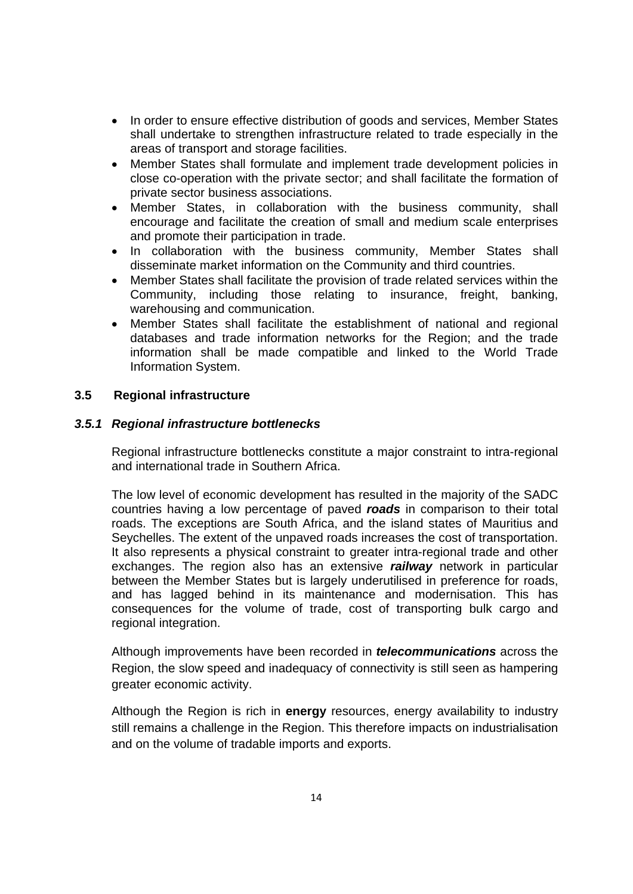- In order to ensure effective distribution of goods and services, Member States shall undertake to strengthen infrastructure related to trade especially in the areas of transport and storage facilities.
- Member States shall formulate and implement trade development policies in close co-operation with the private sector; and shall facilitate the formation of private sector business associations.
- Member States, in collaboration with the business community, shall encourage and facilitate the creation of small and medium scale enterprises and promote their participation in trade.
- In collaboration with the business community, Member States shall disseminate market information on the Community and third countries.
- Member States shall facilitate the provision of trade related services within the Community, including those relating to insurance, freight, banking, warehousing and communication.
- Member States shall facilitate the establishment of national and regional databases and trade information networks for the Region; and the trade information shall be made compatible and linked to the World Trade Information System.

## 3.5 Regional infrastructure

### *3.5.1 Regional infrastructure bottlenecks*

Regional infrastructure bottlenecks constitute a major constraint to intra-regional and international trade in Southern Africa.

The low level of economic development has resulted in the majority of the SADC countries having a low percentage of paved ***roads*** in comparison to their total roads. The exceptions are South Africa, and the island states of Mauritius and Seychelles. The extent of the unpaved roads increases the cost of transportation. It also represents a physical constraint to greater intra-regional trade and other exchanges. The region also has an extensive ***railway*** network in particular between the Member States but is largely underutilised in preference for roads, and has lagged behind in its maintenance and modernisation. This has consequences for the volume of trade, cost of transporting bulk cargo and regional integration.

Although improvements have been recorded in ***telecommunications*** across the Region, the slow speed and inadequacy of connectivity is still seen as hampering greater economic activity.

Although the Region is rich in **energy** resources, energy availability to industry still remains a challenge in the Region. This therefore impacts on industrialisation and on the volume of tradable imports and exports.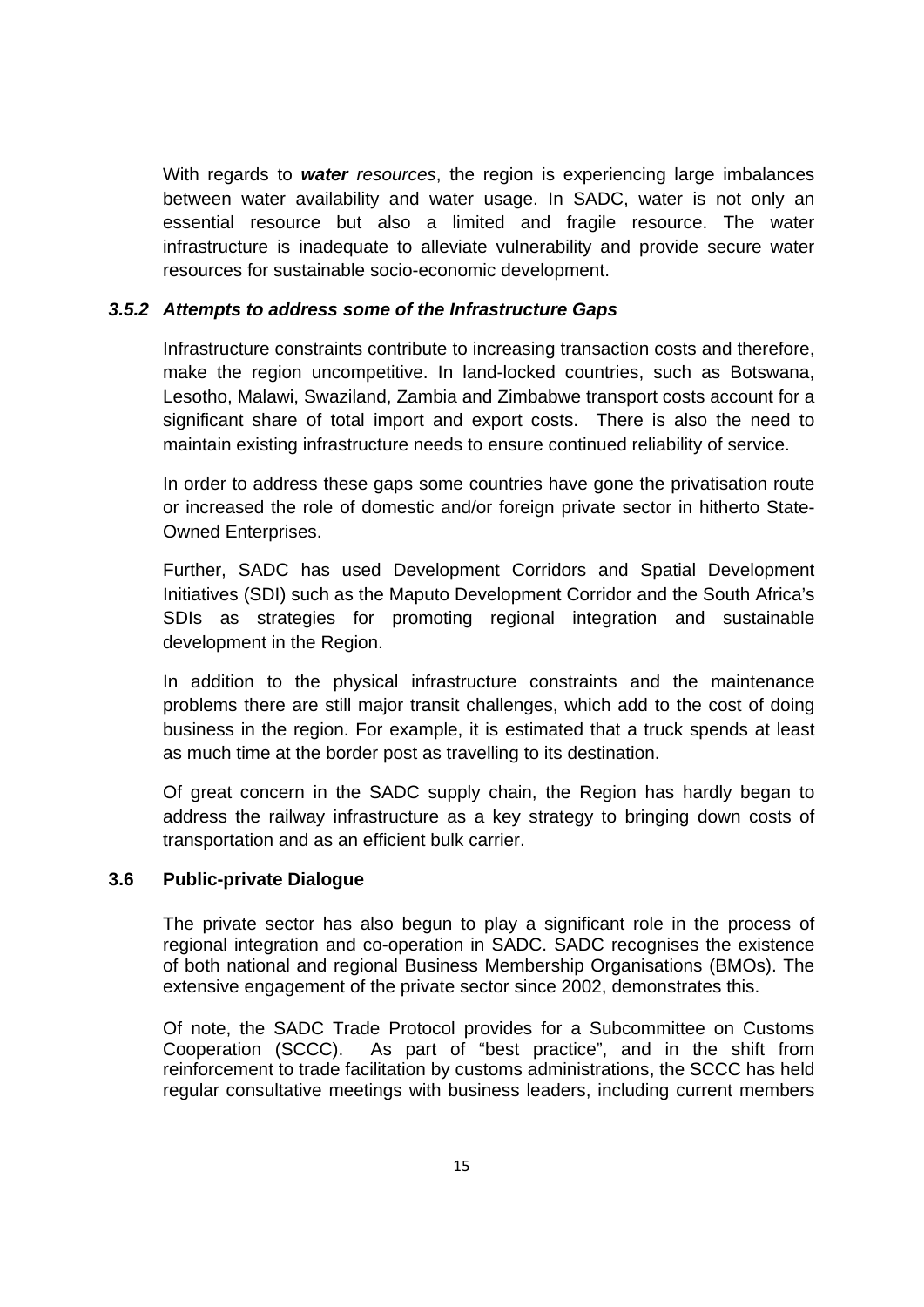With regards to ***water*** *resources*, the region is experiencing large imbalances between water availability and water usage. In SADC, water is not only an essential resource but also a limited and fragile resource. The water infrastructure is inadequate to alleviate vulnerability and provide secure water resources for sustainable socio-economic development.

### *3.5.2 Attempts to address some of the Infrastructure Gaps*

Infrastructure constraints contribute to increasing transaction costs and therefore, make the region uncompetitive. In land-locked countries, such as Botswana, Lesotho, Malawi, Swaziland, Zambia and Zimbabwe transport costs account for a significant share of total import and export costs. There is also the need to maintain existing infrastructure needs to ensure continued reliability of service.

In order to address these gaps some countries have gone the privatisation route or increased the role of domestic and/or foreign private sector in hitherto State-Owned Enterprises.

Further, SADC has used Development Corridors and Spatial Development Initiatives (SDI) such as the Maputo Development Corridor and the South Africa's SDIs as strategies for promoting regional integration and sustainable development in the Region.

In addition to the physical infrastructure constraints and the maintenance problems there are still major transit challenges, which add to the cost of doing business in the region. For example, it is estimated that a truck spends at least as much time at the border post as travelling to its destination.

Of great concern in the SADC supply chain, the Region has hardly began to address the railway infrastructure as a key strategy to bringing down costs of transportation and as an efficient bulk carrier.

## 3.6 Public-private Dialogue

The private sector has also begun to play a significant role in the process of regional integration and co-operation in SADC. SADC recognises the existence of both national and regional Business Membership Organisations (BMOs). The extensive engagement of the private sector since 2002, demonstrates this.

Of note, the SADC Trade Protocol provides for a Subcommittee on Customs Cooperation (SCCC). As part of "best practice", and in the shift from reinforcement to trade facilitation by customs administrations, the SCCC has held regular consultative meetings with business leaders, including current members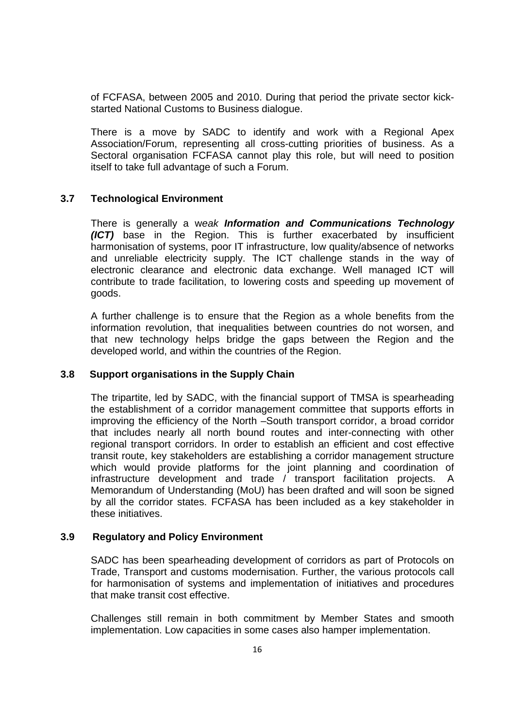of FCFASA, between 2005 and 2010. During that period the private sector kick-started National Customs to Business dialogue.

There is a move by SADC to identify and work with a Regional Apex Association/Forum, representing all cross-cutting priorities of business. As a Sectoral organisation FCFASA cannot play this role, but will need to position itself to take full advantage of such a Forum.

### 3.7 Technological Environment

There is generally a w*eak* ***Information and Communications Technology (ICT)*** base in the Region. This is further exacerbated by insufficient harmonisation of systems, poor IT infrastructure, low quality/absence of networks and unreliable electricity supply. The ICT challenge stands in the way of electronic clearance and electronic data exchange. Well managed ICT will contribute to trade facilitation, to lowering costs and speeding up movement of goods.

A further challenge is to ensure that the Region as a whole benefits from the information revolution, that inequalities between countries do not worsen, and that new technology helps bridge the gaps between the Region and the developed world, and within the countries of the Region.

### 3.8 Support organisations in the Supply Chain

The tripartite, led by SADC, with the financial support of TMSA is spearheading the establishment of a corridor management committee that supports efforts in improving the efficiency of the North –South transport corridor, a broad corridor that includes nearly all north bound routes and inter-connecting with other regional transport corridors. In order to establish an efficient and cost effective transit route, key stakeholders are establishing a corridor management structure which would provide platforms for the joint planning and coordination of infrastructure development and trade / transport facilitation projects. A Memorandum of Understanding (MoU) has been drafted and will soon be signed by all the corridor states. FCFASA has been included as a key stakeholder in these initiatives.

### 3.9 Regulatory and Policy Environment

SADC has been spearheading development of corridors as part of Protocols on Trade, Transport and customs modernisation. Further, the various protocols call for harmonisation of systems and implementation of initiatives and procedures that make transit cost effective.

Challenges still remain in both commitment by Member States and smooth implementation. Low capacities in some cases also hamper implementation.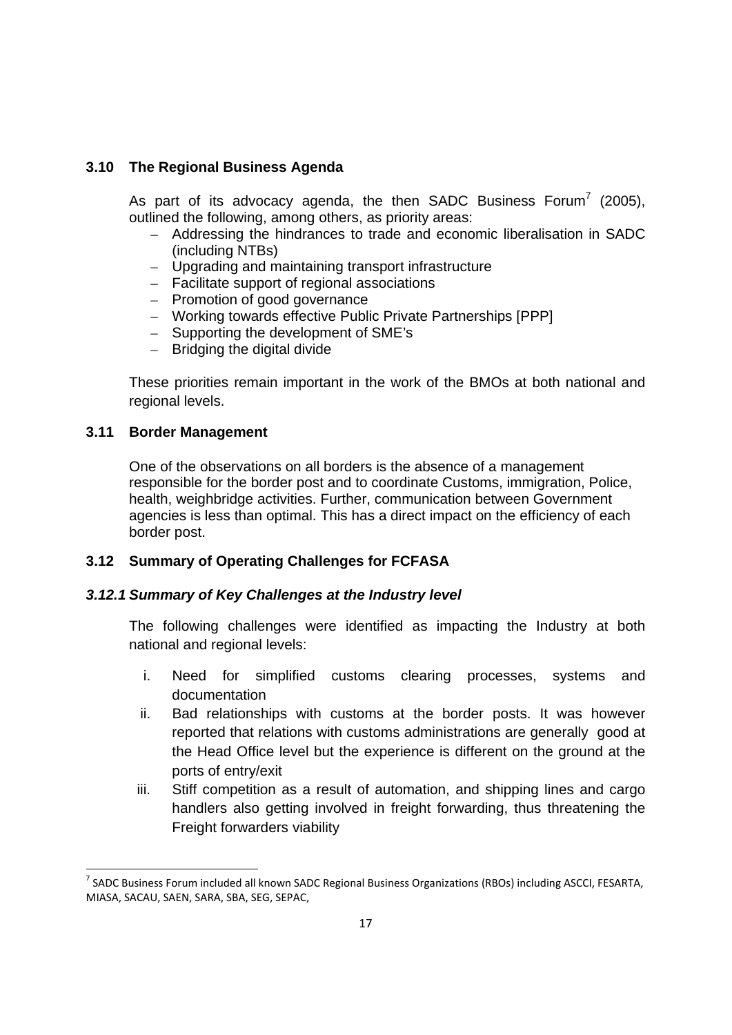### 3.10 The Regional Business Agenda

As part of its advocacy agenda, the then SADC Business Forum[7] (2005), outlined the following, among others, as priority areas:

- Addressing the hindrances to trade and economic liberalisation in SADC (including NTBs)
- Upgrading and maintaining transport infrastructure
- Facilitate support of regional associations
- Promotion of good governance
- Working towards effective Public Private Partnerships [PPP]
- Supporting the development of SME's
- Bridging the digital divide

These priorities remain important in the work of the BMOs at both national and regional levels.

### 3.11 Border Management

One of the observations on all borders is the absence of a management responsible for the border post and to coordinate Customs, immigration, Police, health, weighbridge activities. Further, communication between Government agencies is less than optimal. This has a direct impact on the efficiency of each border post.

### 3.12 Summary of Operating Challenges for FCFASA

#### *3.12.1 Summary of Key Challenges at the Industry level*

The following challenges were identified as impacting the Industry at both national and regional levels:

i. Need for simplified customs clearing processes, systems and documentation
ii. Bad relationships with customs at the border posts. It was however reported that relations with customs administrations are generally good at the Head Office level but the experience is different on the ground at the ports of entry/exit
iii. Stiff competition as a result of automation, and shipping lines and cargo handlers also getting involved in freight forwarding, thus threatening the Freight forwarders viability

[7] SADC Business Forum included all known SADC Regional Business Organizations (RBOs) including ASCCI, FESARTA, MIASA, SACAU, SAEN, SARA, SBA, SEG, SEPAC,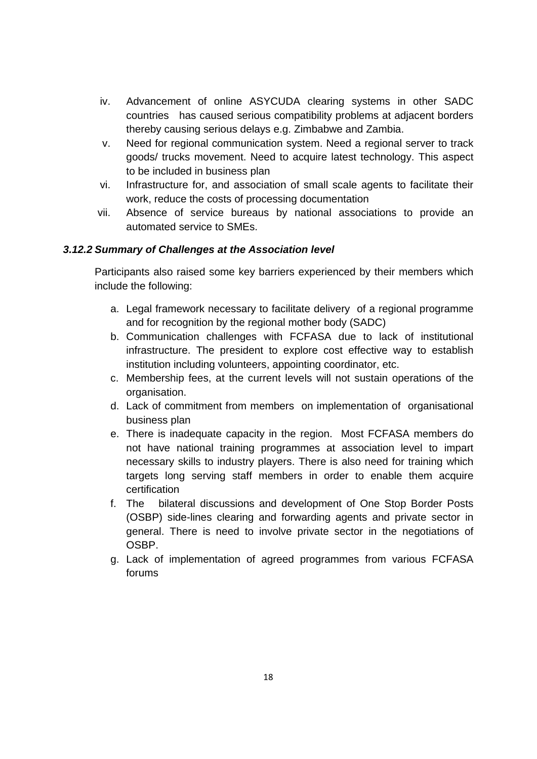iv. Advancement of online ASYCUDA clearing systems in other SADC countries has caused serious compatibility problems at adjacent borders thereby causing serious delays e.g. Zimbabwe and Zambia.
v. Need for regional communication system. Need a regional server to track goods/ trucks movement. Need to acquire latest technology. This aspect to be included in business plan
vi. Infrastructure for, and association of small scale agents to facilitate their work, reduce the costs of processing documentation
vii. Absence of service bureaus by national associations to provide an automated service to SMEs.

### *3.12.2 Summary of Challenges at the Association level*

Participants also raised some key barriers experienced by their members which include the following:

a. Legal framework necessary to facilitate delivery of a regional programme and for recognition by the regional mother body (SADC)
b. Communication challenges with FCFASA due to lack of institutional infrastructure. The president to explore cost effective way to establish institution including volunteers, appointing coordinator, etc.
c. Membership fees, at the current levels will not sustain operations of the organisation.
d. Lack of commitment from members on implementation of organisational business plan
e. There is inadequate capacity in the region. Most FCFASA members do not have national training programmes at association level to impart necessary skills to industry players. There is also need for training which targets long serving staff members in order to enable them acquire certification
f. The bilateral discussions and development of One Stop Border Posts (OSBP) side-lines clearing and forwarding agents and private sector in general. There is need to involve private sector in the negotiations of OSBP.
g. Lack of implementation of agreed programmes from various FCFASA forums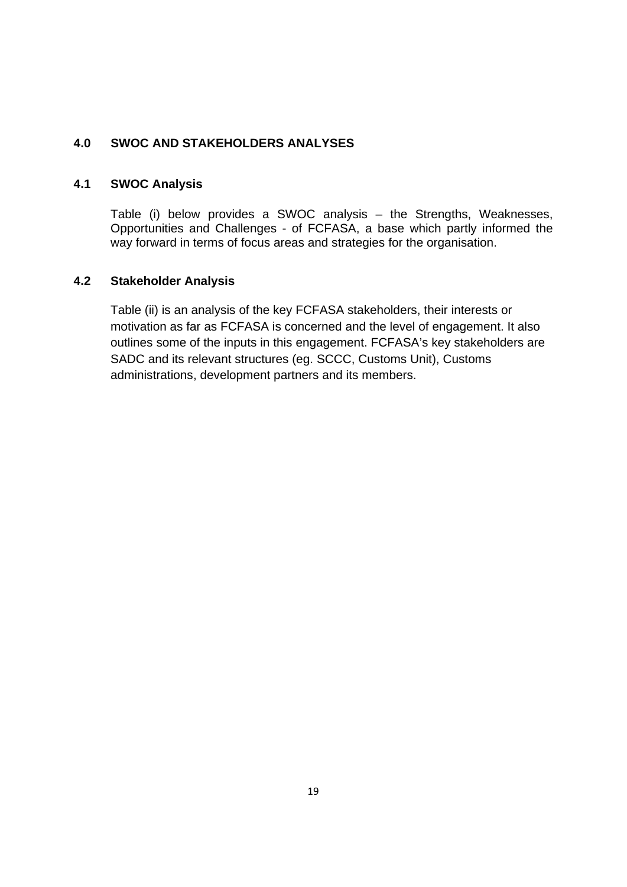## 4.0 SWOC AND STAKEHOLDERS ANALYSES

### 4.1 SWOC Analysis

Table (i) below provides a SWOC analysis – the Strengths, Weaknesses, Opportunities and Challenges - of FCFASA, a base which partly informed the way forward in terms of focus areas and strategies for the organisation.

### 4.2 Stakeholder Analysis

Table (ii) is an analysis of the key FCFASA stakeholders, their interests or motivation as far as FCFASA is concerned and the level of engagement. It also outlines some of the inputs in this engagement. FCFASA's key stakeholders are SADC and its relevant structures (eg. SCCC, Customs Unit), Customs administrations, development partners and its members.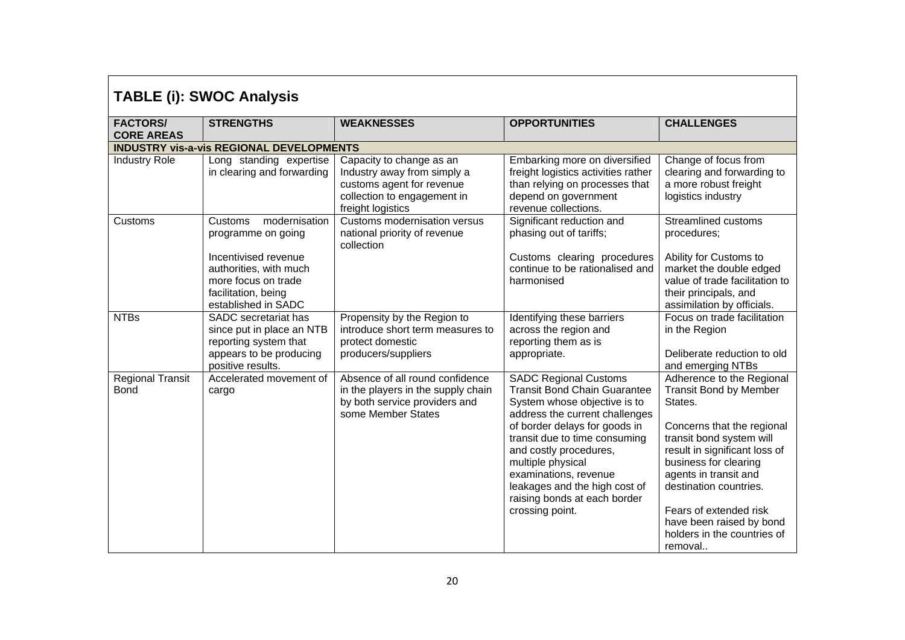## TABLE (i): SWOC Analysis

| FACTORS/ CORE AREAS | STRENGTHS | WEAKNESSES | OPPORTUNITIES | CHALLENGES |
|---|---|---|---|---|
| **INDUSTRY vis-a-vis REGIONAL DEVELOPMENTS** | | | | |
| Industry Role | Long standing expertise in clearing and forwarding | Capacity to change as an Industry away from simply a customs agent for revenue collection to engagement in freight logistics | Embarking more on diversified freight logistics activities rather than relying on processes that depend on government revenue collections. | Change of focus from clearing and forwarding to a more robust freight logistics industry |
| Customs | Customs modernisation programme on going<br><br>Incentivised revenue authorities, with much more focus on trade facilitation, being established in SADC | Customs modernisation versus national priority of revenue collection | Significant reduction and phasing out of tariffs;<br><br>Customs clearing procedures continue to be rationalised and harmonised | Streamlined customs procedures;<br><br>Ability for Customs to market the double edged value of trade facilitation to their principals, and assimilation by officials. |
| NTBs | SADC secretariat has since put in place an NTB reporting system that appears to be producing positive results. | Propensity by the Region to introduce short term measures to protect domestic producers/suppliers | Identifying these barriers across the region and reporting them as is appropriate. | Focus on trade facilitation in the Region<br><br>Deliberate reduction to old and emerging NTBs |
| Regional Transit Bond | Accelerated movement of cargo | Absence of all round confidence in the players in the supply chain by both service providers and some Member States | SADC Regional Customs Transit Bond Chain Guarantee System whose objective is to address the current challenges of border delays for goods in transit due to time consuming and costly procedures, multiple physical examinations, revenue leakages and the high cost of raising bonds at each border crossing point. | Adherence to the Regional Transit Bond by Member States.<br><br>Concerns that the regional transit bond system will result in significant loss of business for clearing agents in transit and destination countries.<br><br>Fears of extended risk have been raised by bond holders in the countries of removal.. |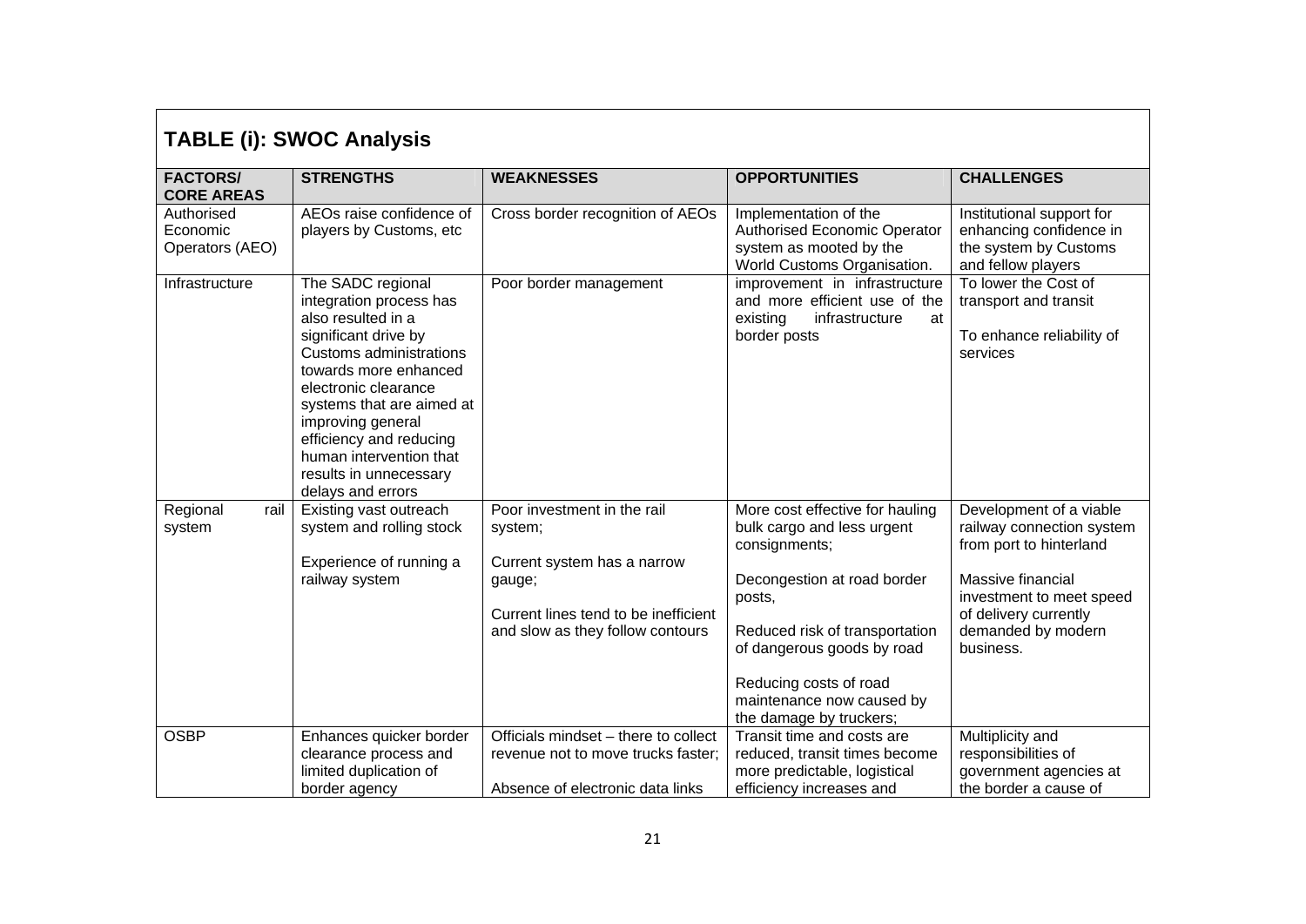## TABLE (i): SWOC Analysis

| FACTORS/ CORE AREAS | STRENGTHS | WEAKNESSES | OPPORTUNITIES | CHALLENGES |
|---|---|---|---|---|
| Authorised Economic Operators (AEO) | AEOs raise confidence of players by Customs, etc | Cross border recognition of AEOs | Implementation of the Authorised Economic Operator system as mooted by the World Customs Organisation. | Institutional support for enhancing confidence in the system by Customs and fellow players |
| Infrastructure | The SADC regional integration process has also resulted in a significant drive by Customs administrations towards more enhanced electronic clearance systems that are aimed at improving general efficiency and reducing human intervention that results in unnecessary delays and errors | Poor border management | improvement in infrastructure and more efficient use of the existing infrastructure at border posts | To lower the Cost of transport and transit<br><br>To enhance reliability of services |
| Regional rail system | Existing vast outreach system and rolling stock<br><br>Experience of running a railway system | Poor investment in the rail system;<br><br>Current system has a narrow gauge;<br><br>Current lines tend to be inefficient and slow as they follow contours | More cost effective for hauling bulk cargo and less urgent consignments;<br><br>Decongestion at road border posts,<br><br>Reduced risk of transportation of dangerous goods by road<br><br>Reducing costs of road maintenance now caused by the damage by truckers; | Development of a viable railway connection system from port to hinterland<br><br>Massive financial investment to meet speed of delivery currently demanded by modern business. |
| OSBP | Enhances quicker border clearance process and limited duplication of border agency | Officials mindset – there to collect revenue not to move trucks faster;<br><br>Absence of electronic data links | Transit time and costs are reduced, transit times become more predictable, logistical efficiency increases and | Multiplicity and responsibilities of government agencies at the border a cause of |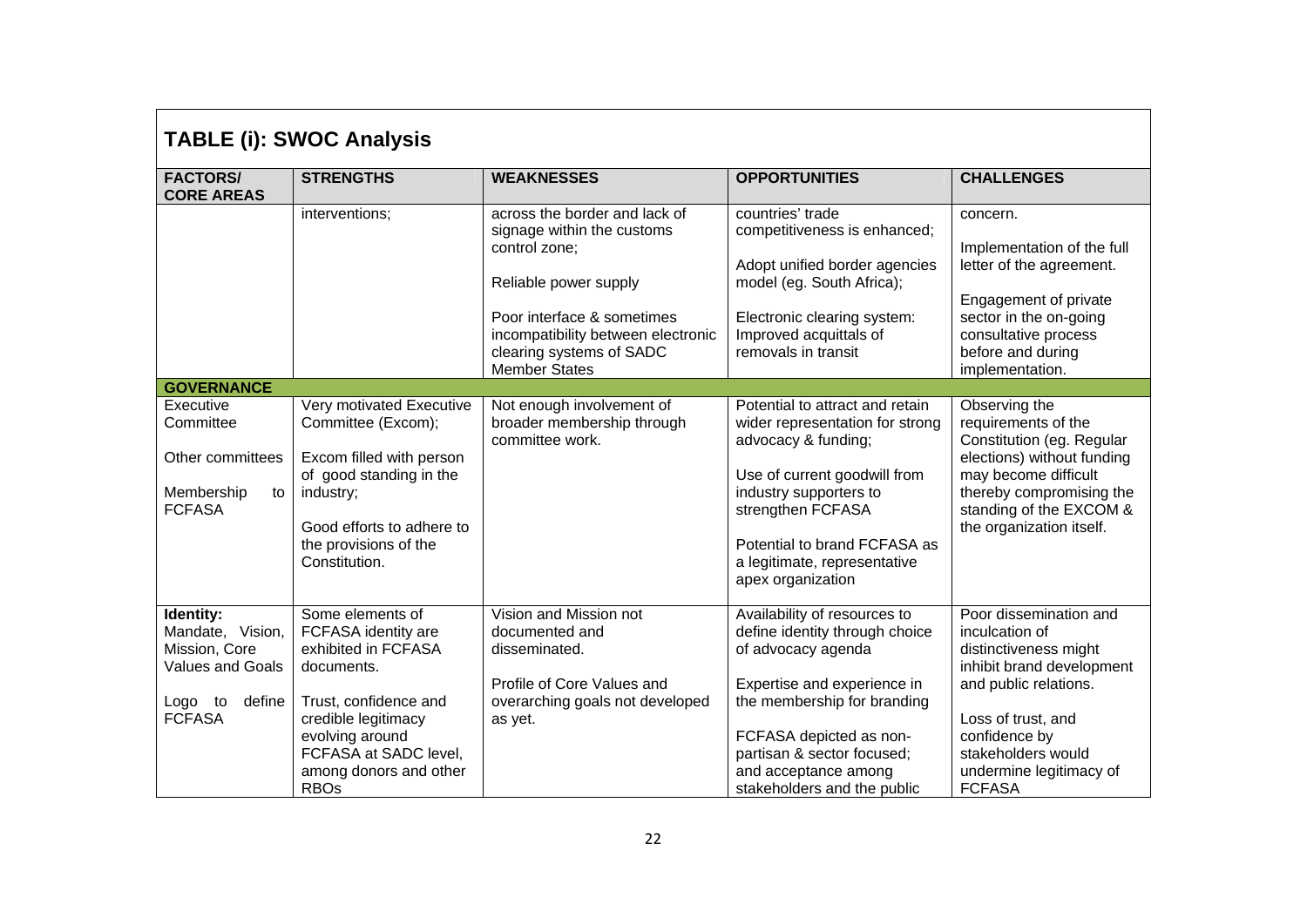## TABLE (i): SWOC Analysis

| FACTORS/ CORE AREAS | STRENGTHS | WEAKNESSES | OPPORTUNITIES | CHALLENGES |
|---|---|---|---|---|
| | interventions; | across the border and lack of signage within the customs control zone;<br><br>Reliable power supply<br><br>Poor interface & sometimes incompatibility between electronic clearing systems of SADC Member States | countries' trade competitiveness is enhanced;<br><br>Adopt unified border agencies model (eg. South Africa);<br><br>Electronic clearing system: Improved acquittals of removals in transit | concern.<br><br>Implementation of the full letter of the agreement.<br><br>Engagement of private sector in the on-going consultative process before and during implementation. |
| **GOVERNANCE** | | | | |
| Executive Committee<br><br>Other committees<br><br>Membership to FCFASA | Very motivated Executive Committee (Excom);<br><br>Excom filled with person of good standing in the industry;<br><br>Good efforts to adhere to the provisions of the Constitution. | Not enough involvement of broader membership through committee work. | Potential to attract and retain wider representation for strong advocacy & funding;<br><br>Use of current goodwill from industry supporters to strengthen FCFASA<br><br>Potential to brand FCFASA as a legitimate, representative apex organization | Observing the requirements of the Constitution (eg. Regular elections) without funding may become difficult thereby compromising the standing of the EXCOM & the organization itself. |
| **Identity:** Mandate, Vision, Mission, Core Values and Goals<br><br>Logo to define FCFASA | Some elements of FCFASA identity are exhibited in FCFASA documents.<br><br>Trust, confidence and credible legitimacy evolving around FCFASA at SADC level, among donors and other RBOs | Vision and Mission not documented and disseminated.<br><br>Profile of Core Values and overarching goals not developed as yet. | Availability of resources to define identity through choice of advocacy agenda<br><br>Expertise and experience in the membership for branding<br><br>FCFASA depicted as non-partisan & sector focused; and acceptance among stakeholders and the public | Poor dissemination and inculcation of distinctiveness might inhibit brand development and public relations.<br><br>Loss of trust, and confidence by stakeholders would undermine legitimacy of FCFASA |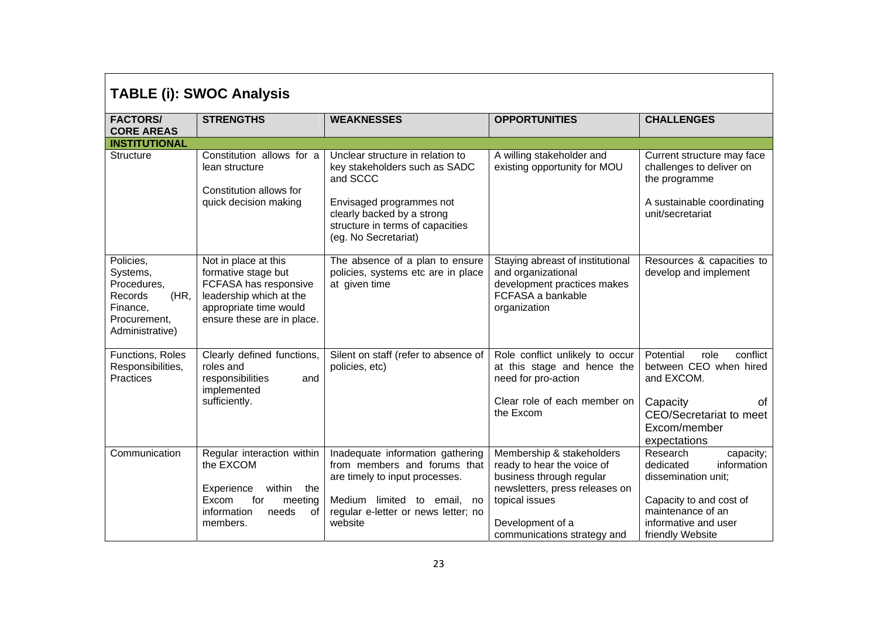## TABLE (i): SWOC Analysis

| FACTORS/ CORE AREAS | STRENGTHS | WEAKNESSES | OPPORTUNITIES | CHALLENGES |
|---|---|---|---|---|
| **INSTITUTIONAL** | | | | |
| Structure | Constitution allows for a lean structure<br><br>Constitution allows for quick decision making | Unclear structure in relation to key stakeholders such as SADC and SCCC<br><br>Envisaged programmes not clearly backed by a strong structure in terms of capacities (eg. No Secretariat) | A willing stakeholder and existing opportunity for MOU | Current structure may face challenges to deliver on the programme<br><br>A sustainable coordinating unit/secretariat |
| Policies, Systems, Procedures, Records (HR, Finance, Procurement, Administrative) | Not in place at this formative stage but FCFASA has responsive leadership which at the appropriate time would ensure these are in place. | The absence of a plan to ensure policies, systems etc are in place at given time | Staying abreast of institutional and organizational development practices makes FCFASA a bankable organization | Resources & capacities to develop and implement |
| Functions, Roles Responsibilities, Practices | Clearly defined functions, roles and responsibilities and implemented sufficiently. | Silent on staff (refer to absence of policies, etc) | Role conflict unlikely to occur at this stage and hence the need for pro-action<br><br>Clear role of each member on the Excom | Potential role conflict between CEO when hired and EXCOM.<br><br>Capacity of CEO/Secretariat to meet Excom/member expectations |
| Communication | Regular interaction within the EXCOM<br><br>Experience within the Excom for meeting information needs of members. | Inadequate information gathering from members and forums that are timely to input processes.<br><br>Medium limited to email, no regular e-letter or news letter; no website | Membership & stakeholders ready to hear the voice of business through regular newsletters, press releases on topical issues<br><br>Development of a communications strategy and | Research capacity; dedicated information dissemination unit;<br><br>Capacity to and cost of maintenance of an informative and user friendly Website |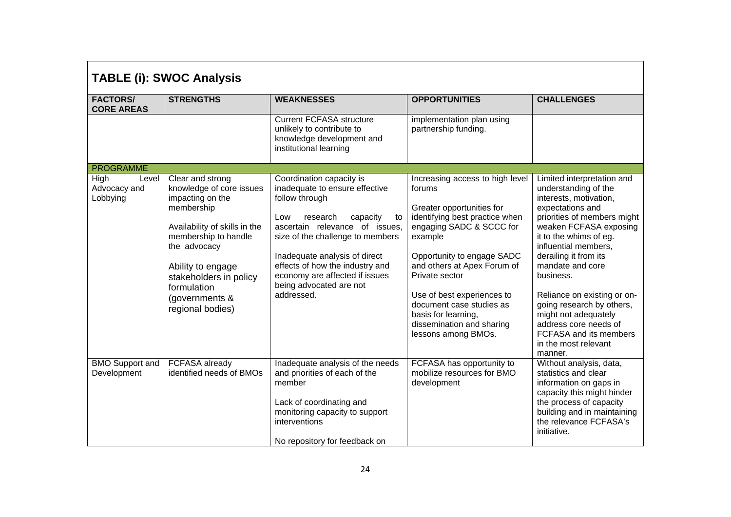## TABLE (i): SWOC Analysis

| FACTORS/ CORE AREAS | STRENGTHS | WEAKNESSES | OPPORTUNITIES | CHALLENGES |
|---|---|---|---|---|
| | | Current FCFASA structure unlikely to contribute to knowledge development and institutional learning | implementation plan using partnership funding. | |
| PROGRAMME | | | | |
| High Level Advocacy and Lobbying | Clear and strong knowledge of core issues impacting on the membership<br><br>Availability of skills in the membership to handle the advocacy<br><br>Ability to engage stakeholders in policy formulation (governments & regional bodies) | Coordination capacity is inadequate to ensure effective follow through<br><br>Low research capacity to ascertain relevance of issues, size of the challenge to members<br><br>Inadequate analysis of direct effects of how the industry and economy are affected if issues being advocated are not addressed. | Increasing access to high level forums<br><br>Greater opportunities for identifying best practice when engaging SADC & SCCC for example<br><br>Opportunity to engage SADC and others at Apex Forum of Private sector<br><br>Use of best experiences to document case studies as basis for learning, dissemination and sharing lessons among BMOs. | Limited interpretation and understanding of the interests, motivation, expectations and priorities of members might weaken FCFASA exposing it to the whims of eg. influential members, derailing it from its mandate and core business.<br><br>Reliance on existing or on-going research by others, might not adequately address core needs of FCFASA and its members in the most relevant manner. |
| BMO Support and Development | FCFASA already identified needs of BMOs | Inadequate analysis of the needs and priorities of each of the member<br><br>Lack of coordinating and monitoring capacity to support interventions<br><br>No repository for feedback on | FCFASA has opportunity to mobilize resources for BMO development | Without analysis, data, statistics and clear information on gaps in capacity this might hinder the process of capacity building and in maintaining the relevance FCFASA's initiative. |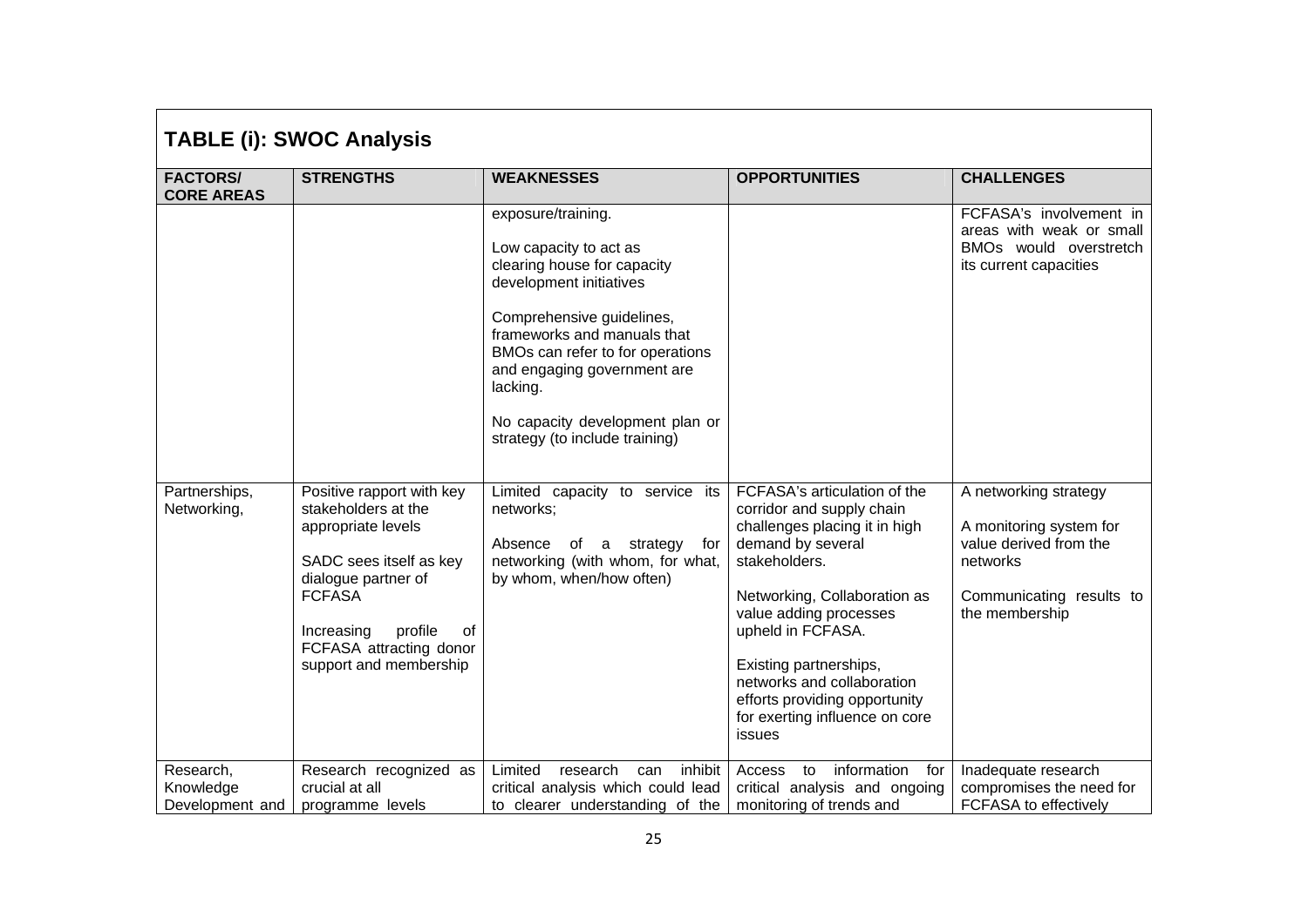## TABLE (i): SWOC Analysis

| FACTORS/ CORE AREAS | STRENGTHS | WEAKNESSES | OPPORTUNITIES | CHALLENGES |
|---|---|---|---|---|
| | | exposure/training.<br><br>Low capacity to act as clearing house for capacity development initiatives<br><br>Comprehensive guidelines, frameworks and manuals that BMOs can refer to for operations and engaging government are lacking.<br><br>No capacity development plan or strategy (to include training) | | FCFASA's involvement in areas with weak or small BMOs would overstretch its current capacities |
| Partnerships, Networking, | Positive rapport with key stakeholders at the appropriate levels<br><br>SADC sees itself as key dialogue partner of FCFASA<br><br>Increasing profile of FCFASA attracting donor support and membership | Limited capacity to service its networks;<br><br>Absence of a strategy for networking (with whom, for what, by whom, when/how often) | FCFASA's articulation of the corridor and supply chain challenges placing it in high demand by several stakeholders.<br><br>Networking, Collaboration as value adding processes upheld in FCFASA.<br><br>Existing partnerships, networks and collaboration efforts providing opportunity for exerting influence on core issues | A networking strategy<br><br>A monitoring system for value derived from the networks<br><br>Communicating results to the membership |
| Research, Knowledge Development and | Research recognized as crucial at all programme levels | Limited research can inhibit critical analysis which could lead to clearer understanding of the | Access to information for critical analysis and ongoing monitoring of trends and | Inadequate research compromises the need for FCFASA to effectively |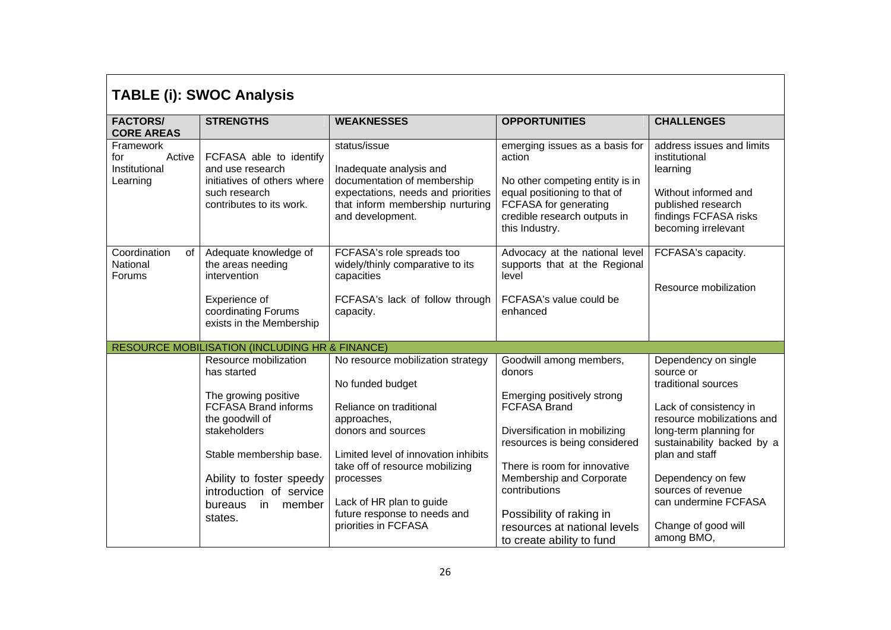## TABLE (i): SWOC Analysis

| FACTORS/ CORE AREAS | STRENGTHS | WEAKNESSES | OPPORTUNITIES | CHALLENGES |
|---|---|---|---|---|
| Framework for Active Institutional Learning | FCFASA able to identify and use research initiatives of others where such research contributes to its work. | status/issue<br><br>Inadequate analysis and documentation of membership expectations, needs and priorities that inform membership nurturing and development. | emerging issues as a basis for action<br><br>No other competing entity is in equal positioning to that of FCFASA for generating credible research outputs in this Industry. | address issues and limits institutional learning<br><br>Without informed and published research findings FCFASA risks becoming irrelevant |
| Coordination of National Forums | Adequate knowledge of the areas needing intervention<br><br>Experience of coordinating Forums exists in the Membership | FCFASA's role spreads too widely/thinly comparative to its capacities<br><br>FCFASA's lack of follow through capacity. | Advocacy at the national level supports that at the Regional level<br><br>FCFASA's value could be enhanced | FCFASA's capacity.<br><br>Resource mobilization |
| RESOURCE MOBILISATION (INCLUDING HR & FINANCE) | | | | |
| | Resource mobilization has started<br><br>The growing positive FCFASA Brand informs the goodwill of stakeholders<br><br>Stable membership base.<br><br>Ability to foster speedy introduction of service bureaus in member states. | No resource mobilization strategy<br><br>No funded budget<br><br>Reliance on traditional approaches, donors and sources<br><br>Limited level of innovation inhibits take off of resource mobilizing processes<br><br>Lack of HR plan to guide future response to needs and priorities in FCFASA | Goodwill among members, donors<br><br>Emerging positively strong FCFASA Brand<br><br>Diversification in mobilizing resources is being considered<br><br>There is room for innovative Membership and Corporate contributions<br><br>Possibility of raking in resources at national levels to create ability to fund | Dependency on single source or traditional sources<br><br>Lack of consistency in resource mobilizations and long-term planning for sustainability backed by a plan and staff<br><br>Dependency on few sources of revenue can undermine FCFASA<br><br>Change of good will among BMO, |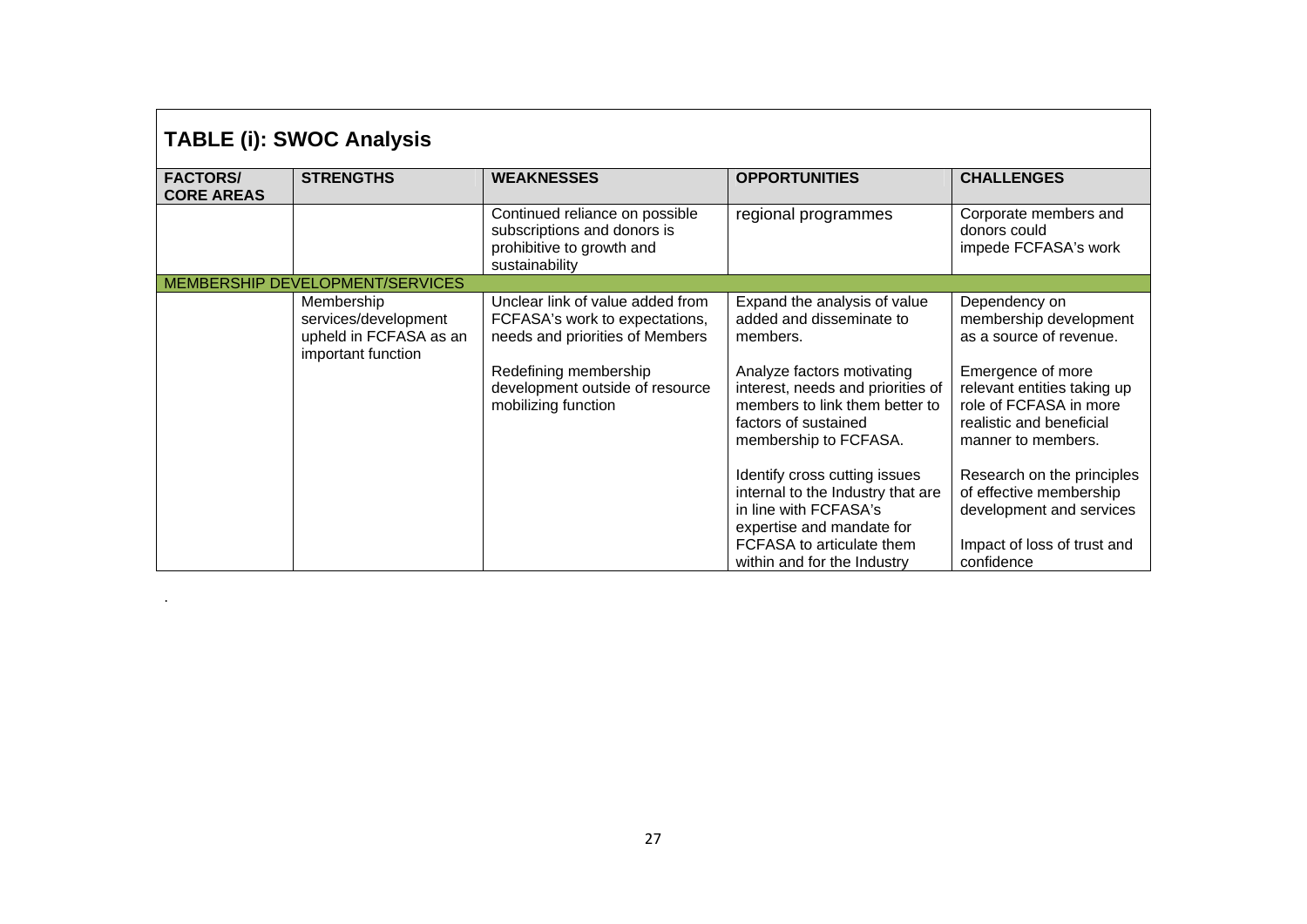## TABLE (i): SWOC Analysis

| FACTORS/ CORE AREAS | STRENGTHS | WEAKNESSES | OPPORTUNITIES | CHALLENGES |
|---|---|---|---|---|
| | | Continued reliance on possible subscriptions and donors is prohibitive to growth and sustainability | regional programmes | Corporate members and donors could impede FCFASA's work |
| MEMBERSHIP DEVELOPMENT/SERVICES | | | | |
| | Membership services/development upheld in FCFASA as an important function | Unclear link of value added from FCFASA's work to expectations, needs and priorities of Members<br><br>Redefining membership development outside of resource mobilizing function | Expand the analysis of value added and disseminate to members.<br><br>Analyze factors motivating interest, needs and priorities of members to link them better to factors of sustained membership to FCFASA.<br><br>Identify cross cutting issues internal to the Industry that are in line with FCFASA's expertise and mandate for FCFASA to articulate them within and for the Industry | Dependency on membership development as a source of revenue.<br><br>Emergence of more relevant entities taking up role of FCFASA in more realistic and beneficial manner to members.<br><br>Research on the principles of effective membership development and services<br><br>Impact of loss of trust and confidence |

.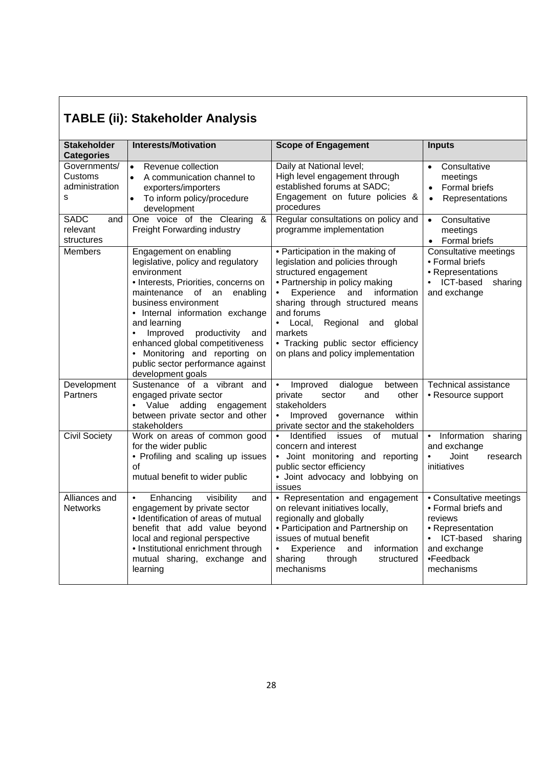## TABLE (ii): Stakeholder Analysis

| Stakeholder Categories | Interests/Motivation | Scope of Engagement | Inputs |
|---|---|---|---|
| Governments/ Customs administrations | • Revenue collection<br>• A communication channel to exporters/importers<br>• To inform policy/procedure development | Daily at National level;<br>High level engagement through established forums at SADC;<br>Engagement on future policies & procedures | • Consultative meetings<br>• Formal briefs<br>• Representations |
| SADC and relevant structures | One voice of the Clearing & Freight Forwarding industry | Regular consultations on policy and programme implementation | • Consultative meetings<br>• Formal briefs |
| Members | Engagement on enabling legislative, policy and regulatory environment<br>• Interests, Priorities, concerns on maintenance of an enabling business environment<br>• Internal information exchange and learning<br>• Improved productivity and enhanced global competitiveness<br>• Monitoring and reporting on public sector performance against development goals | • Participation in the making of legislation and policies through structured engagement<br>• Partnership in policy making<br>• Experience and information sharing through structured means and forums<br>• Local, Regional and global markets<br>• Tracking public sector efficiency on plans and policy implementation | Consultative meetings<br>• Formal briefs<br>• Representations<br>• ICT-based sharing and exchange |
| Development Partners | Sustenance of a vibrant and engaged private sector<br>• Value adding engagement between private sector and other stakeholders | • Improved dialogue between private sector and other stakeholders<br>• Improved governance within private sector and the stakeholders | Technical assistance<br>• Resource support |
| Civil Society | Work on areas of common good for the wider public<br>• Profiling and scaling up issues of<br>mutual benefit to wider public | • Identified issues of mutual concern and interest<br>• Joint monitoring and reporting public sector efficiency<br>• Joint advocacy and lobbying on issues | • Information sharing and exchange<br>• Joint research initiatives |
| Alliances and Networks | • Enhancing visibility and engagement by private sector<br>• Identification of areas of mutual benefit that add value beyond local and regional perspective<br>• Institutional enrichment through mutual sharing, exchange and learning | • Representation and engagement on relevant initiatives locally, regionally and globally<br>• Participation and Partnership on issues of mutual benefit<br>• Experience and information sharing through structured mechanisms | • Consultative meetings<br>• Formal briefs and reviews<br>• Representation<br>• ICT-based sharing and exchange<br>•Feedback mechanisms |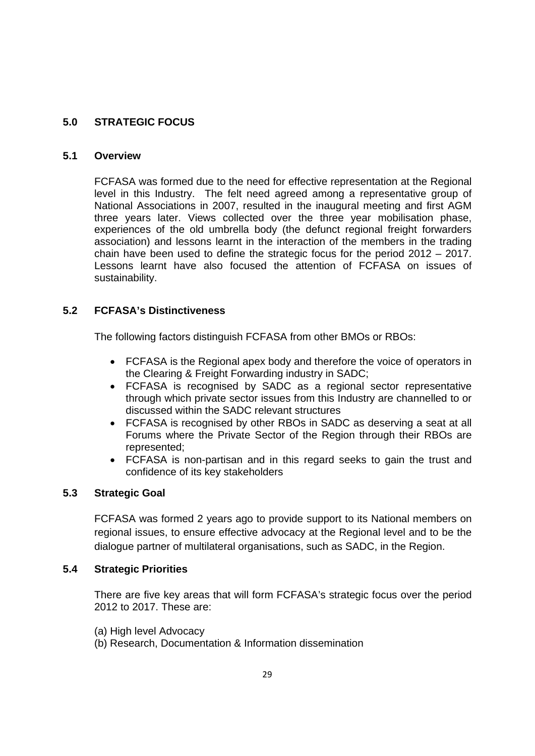## 5.0 STRATEGIC FOCUS

### 5.1 Overview

FCFASA was formed due to the need for effective representation at the Regional level in this Industry. The felt need agreed among a representative group of National Associations in 2007, resulted in the inaugural meeting and first AGM three years later. Views collected over the three year mobilisation phase, experiences of the old umbrella body (the defunct regional freight forwarders association) and lessons learnt in the interaction of the members in the trading chain have been used to define the strategic focus for the period 2012 – 2017. Lessons learnt have also focused the attention of FCFASA on issues of sustainability.

### 5.2 FCFASA's Distinctiveness

The following factors distinguish FCFASA from other BMOs or RBOs:

- FCFASA is the Regional apex body and therefore the voice of operators in the Clearing & Freight Forwarding industry in SADC;
- FCFASA is recognised by SADC as a regional sector representative through which private sector issues from this Industry are channelled to or discussed within the SADC relevant structures
- FCFASA is recognised by other RBOs in SADC as deserving a seat at all Forums where the Private Sector of the Region through their RBOs are represented;
- FCFASA is non-partisan and in this regard seeks to gain the trust and confidence of its key stakeholders

### 5.3 Strategic Goal

FCFASA was formed 2 years ago to provide support to its National members on regional issues, to ensure effective advocacy at the Regional level and to be the dialogue partner of multilateral organisations, such as SADC, in the Region.

### 5.4 Strategic Priorities

There are five key areas that will form FCFASA's strategic focus over the period 2012 to 2017. These are:

(a) High level Advocacy
(b) Research, Documentation & Information dissemination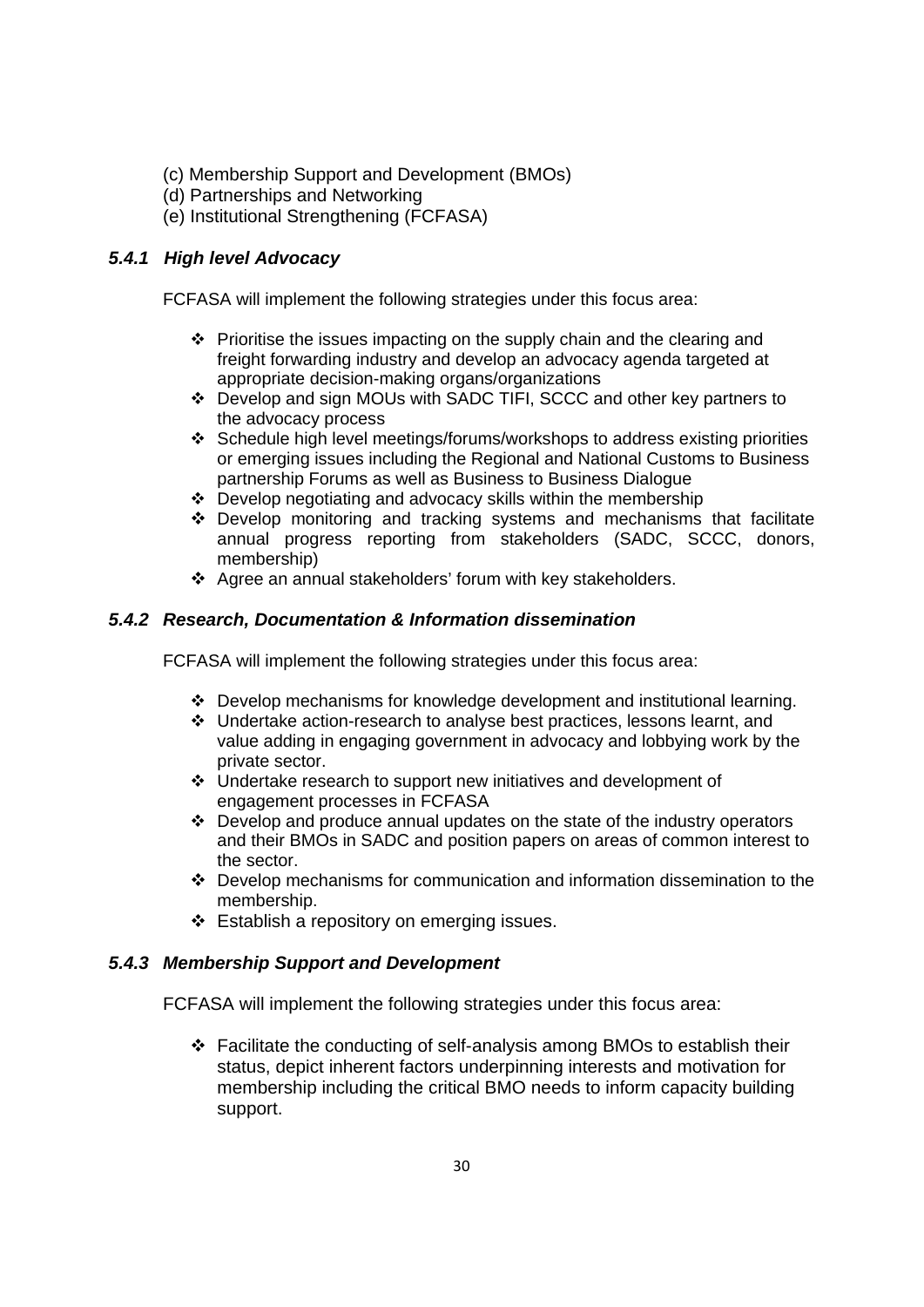(c) Membership Support and Development (BMOs)
(d) Partnerships and Networking
(e) Institutional Strengthening (FCFASA)

### *5.4.1 High level Advocacy*

FCFASA will implement the following strategies under this focus area:

- Prioritise the issues impacting on the supply chain and the clearing and freight forwarding industry and develop an advocacy agenda targeted at appropriate decision-making organs/organizations
- Develop and sign MOUs with SADC TIFI, SCCC and other key partners to the advocacy process
- Schedule high level meetings/forums/workshops to address existing priorities or emerging issues including the Regional and National Customs to Business partnership Forums as well as Business to Business Dialogue
- Develop negotiating and advocacy skills within the membership
- Develop monitoring and tracking systems and mechanisms that facilitate annual progress reporting from stakeholders (SADC, SCCC, donors, membership)
- Agree an annual stakeholders' forum with key stakeholders.

### *5.4.2 Research, Documentation & Information dissemination*

FCFASA will implement the following strategies under this focus area:

- Develop mechanisms for knowledge development and institutional learning.
- Undertake action-research to analyse best practices, lessons learnt, and value adding in engaging government in advocacy and lobbying work by the private sector.
- Undertake research to support new initiatives and development of engagement processes in FCFASA
- Develop and produce annual updates on the state of the industry operators and their BMOs in SADC and position papers on areas of common interest to the sector.
- Develop mechanisms for communication and information dissemination to the membership.
- Establish a repository on emerging issues.

### *5.4.3 Membership Support and Development*

FCFASA will implement the following strategies under this focus area:

- Facilitate the conducting of self-analysis among BMOs to establish their status, depict inherent factors underpinning interests and motivation for membership including the critical BMO needs to inform capacity building support.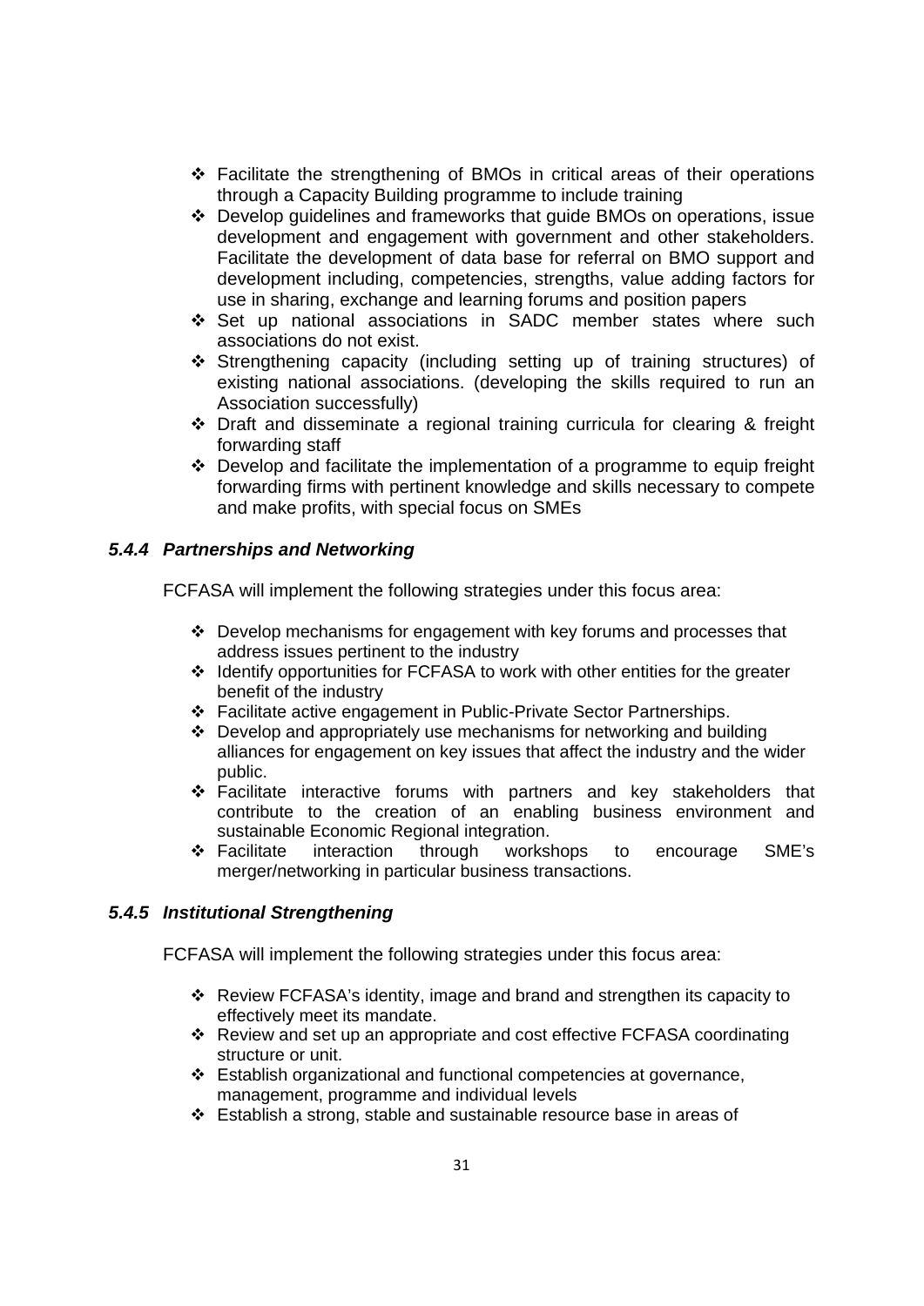- Facilitate the strengthening of BMOs in critical areas of their operations through a Capacity Building programme to include training
- Develop guidelines and frameworks that guide BMOs on operations, issue development and engagement with government and other stakeholders. Facilitate the development of data base for referral on BMO support and development including, competencies, strengths, value adding factors for use in sharing, exchange and learning forums and position papers
- Set up national associations in SADC member states where such associations do not exist.
- Strengthening capacity (including setting up of training structures) of existing national associations. (developing the skills required to run an Association successfully)
- Draft and disseminate a regional training curricula for clearing & freight forwarding staff
- Develop and facilitate the implementation of a programme to equip freight forwarding firms with pertinent knowledge and skills necessary to compete and make profits, with special focus on SMEs

### *5.4.4 Partnerships and Networking*

FCFASA will implement the following strategies under this focus area:

- Develop mechanisms for engagement with key forums and processes that address issues pertinent to the industry
- Identify opportunities for FCFASA to work with other entities for the greater benefit of the industry
- Facilitate active engagement in Public-Private Sector Partnerships.
- Develop and appropriately use mechanisms for networking and building alliances for engagement on key issues that affect the industry and the wider public.
- Facilitate interactive forums with partners and key stakeholders that contribute to the creation of an enabling business environment and sustainable Economic Regional integration.
- Facilitate interaction through workshops to encourage SME's merger/networking in particular business transactions.

### *5.4.5 Institutional Strengthening*

FCFASA will implement the following strategies under this focus area:

- Review FCFASA's identity, image and brand and strengthen its capacity to effectively meet its mandate.
- Review and set up an appropriate and cost effective FCFASA coordinating structure or unit.
- Establish organizational and functional competencies at governance, management, programme and individual levels
- Establish a strong, stable and sustainable resource base in areas of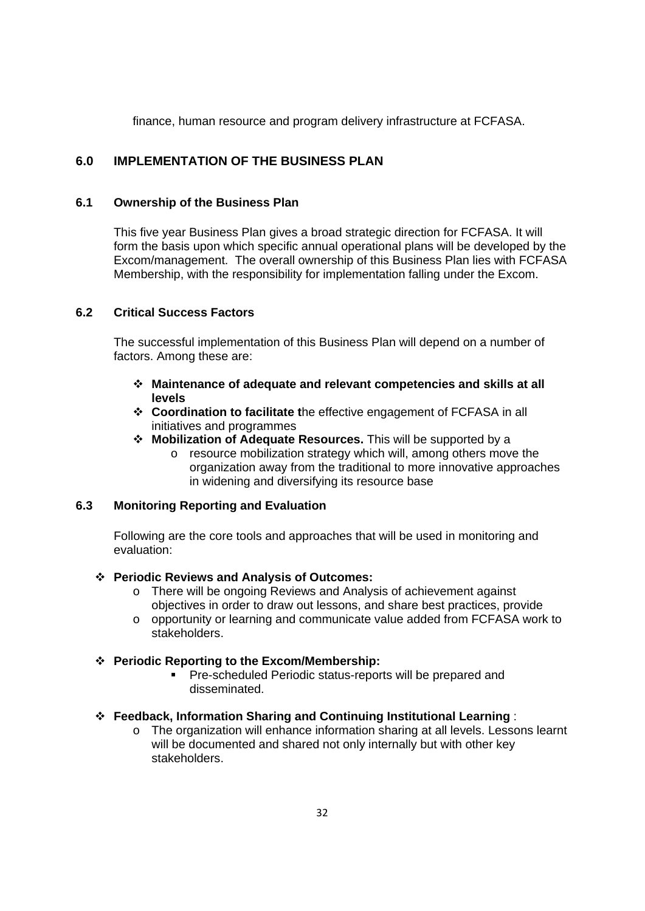finance, human resource and program delivery infrastructure at FCFASA.

## 6.0 IMPLEMENTATION OF THE BUSINESS PLAN

### 6.1 Ownership of the Business Plan

This five year Business Plan gives a broad strategic direction for FCFASA. It will form the basis upon which specific annual operational plans will be developed by the Excom/management. The overall ownership of this Business Plan lies with FCFASA Membership, with the responsibility for implementation falling under the Excom.

### 6.2 Critical Success Factors

The successful implementation of this Business Plan will depend on a number of factors. Among these are:

- **Maintenance of adequate and relevant competencies and skills at all levels**
- **Coordination to facilitate t**he effective engagement of FCFASA in all initiatives and programmes
- **Mobilization of Adequate Resources.** This will be supported by a
  - resource mobilization strategy which will, among others move the organization away from the traditional to more innovative approaches in widening and diversifying its resource base

### 6.3 Monitoring Reporting and Evaluation

Following are the core tools and approaches that will be used in monitoring and evaluation:

- **Periodic Reviews and Analysis of Outcomes:**
  - There will be ongoing Reviews and Analysis of achievement against objectives in order to draw out lessons, and share best practices, provide
  - opportunity or learning and communicate value added from FCFASA work to stakeholders.

- **Periodic Reporting to the Excom/Membership:**
  - Pre-scheduled Periodic status-reports will be prepared and disseminated.

- **Feedback, Information Sharing and Continuing Institutional Learning** :
  - The organization will enhance information sharing at all levels. Lessons learnt will be documented and shared not only internally but with other key stakeholders.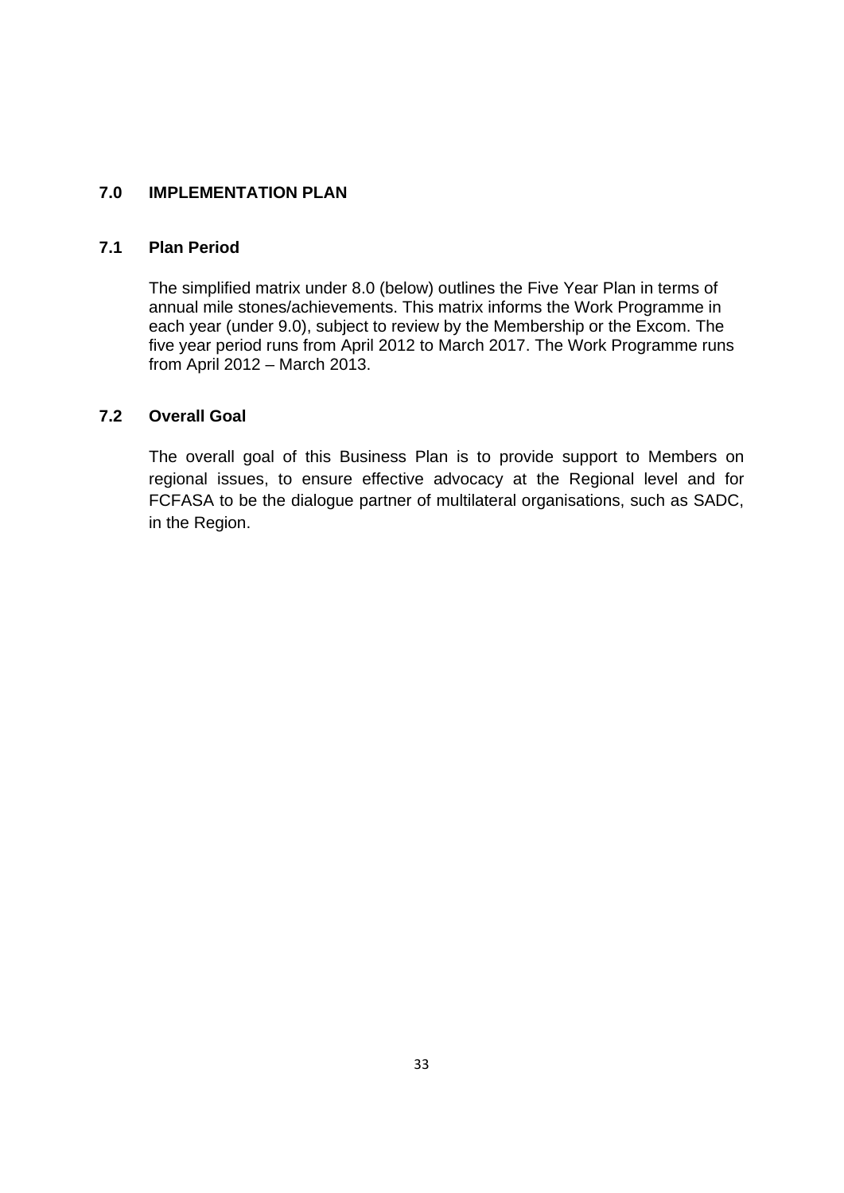## 7.0 IMPLEMENTATION PLAN

### 7.1 Plan Period

The simplified matrix under 8.0 (below) outlines the Five Year Plan in terms of annual mile stones/achievements. This matrix informs the Work Programme in each year (under 9.0), subject to review by the Membership or the Excom. The five year period runs from April 2012 to March 2017. The Work Programme runs from April 2012 – March 2013.

### 7.2 Overall Goal

The overall goal of this Business Plan is to provide support to Members on regional issues, to ensure effective advocacy at the Regional level and for FCFASA to be the dialogue partner of multilateral organisations, such as SADC, in the Region.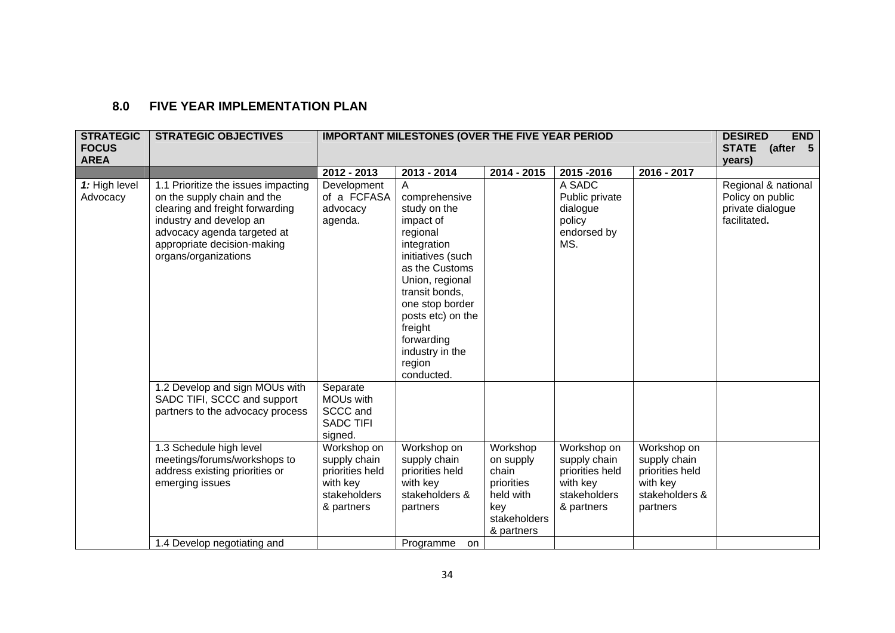## 8.0 FIVE YEAR IMPLEMENTATION PLAN

| STRATEGIC FOCUS AREA | STRATEGIC OBJECTIVES | IMPORTANT MILESTONES (OVER THE FIVE YEAR PERIOD | | | | | DESIRED END STATE (after 5 years) |
|---|---|---|---|---|---|---|---|
| | | 2012 - 2013 | 2013 - 2014 | 2014 - 2015 | 2015 -2016 | 2016 - 2017 | |
| *1:* High level Advocacy | 1.1 Prioritize the issues impacting on the supply chain and the clearing and freight forwarding industry and develop an advocacy agenda targeted at appropriate decision-making organs/organizations | Development of a FCFASA advocacy agenda. | A comprehensive study on the impact of regional integration initiatives (such as the Customs Union, regional transit bonds, one stop border posts etc) on the freight forwarding industry in the region conducted. | | A SADC Public private dialogue policy endorsed by MS. | | Regional & national Policy on public private dialogue facilitated**.** |
| | 1.2 Develop and sign MOUs with SADC TIFI, SCCC and support partners to the advocacy process | Separate MOUs with SCCC and SADC TIFI signed. | | | | | |
| | 1.3 Schedule high level meetings/forums/workshops to address existing priorities or emerging issues | Workshop on supply chain priorities held with key stakeholders & partners | Workshop on supply chain priorities held with key stakeholders & partners | Workshop on supply chain priorities held with key stakeholders & partners | Workshop on supply chain priorities held with key stakeholders & partners | Workshop on supply chain priorities held with key stakeholders & partners | |
| | 1.4 Develop negotiating and | | Programme on | | | | |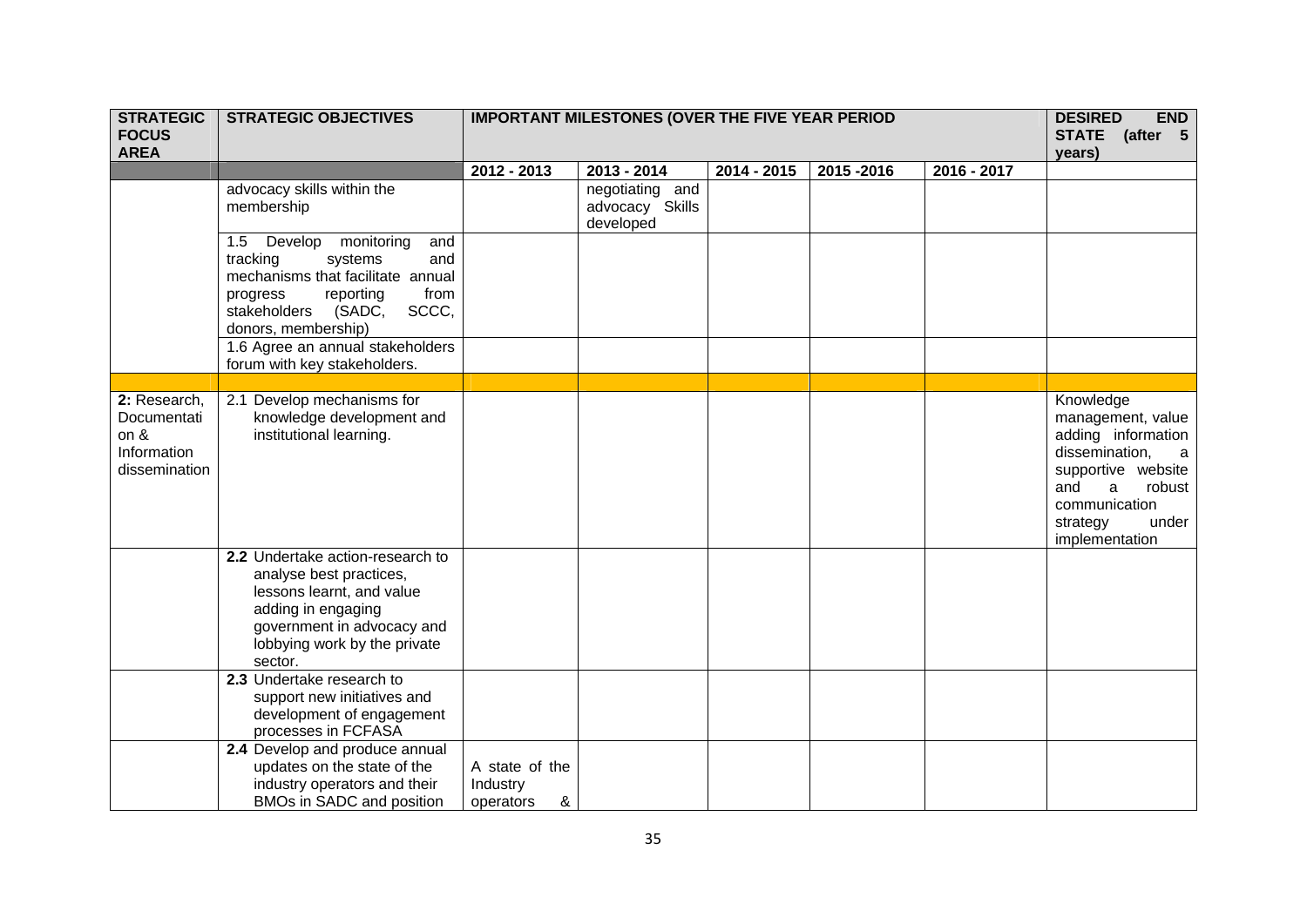| STRATEGIC FOCUS AREA | STRATEGIC OBJECTIVES | IMPORTANT MILESTONES (OVER THE FIVE YEAR PERIOD | | | | | DESIRED END STATE (after 5 years) |
|---|---|---|---|---|---|---|---|
| | | 2012 - 2013 | 2013 - 2014 | 2014 - 2015 | 2015 -2016 | 2016 - 2017 | |
| | advocacy skills within the membership | | negotiating and advocacy Skills developed | | | | |
| | 1.5 Develop monitoring and tracking systems and mechanisms that facilitate annual progress reporting from stakeholders (SADC, SCCC, donors, membership) | | | | | | |
| | 1.6 Agree an annual stakeholders forum with key stakeholders. | | | | | | |
| | | | | | | | |
| 2: Research, Documentation & Information dissemination | 2.1 Develop mechanisms for knowledge development and institutional learning. | | | | | | Knowledge management, value adding information dissemination, a supportive website and a robust communication strategy under implementation |
| | **2.2** Undertake action-research to analyse best practices, lessons learnt, and value adding in engaging government in advocacy and lobbying work by the private sector. | | | | | | |
| | **2.3** Undertake research to support new initiatives and development of engagement processes in FCFASA | | | | | | |
| | **2.4** Develop and produce annual updates on the state of the industry operators and their BMOs in SADC and position | A state of the Industry operators & | | | | | |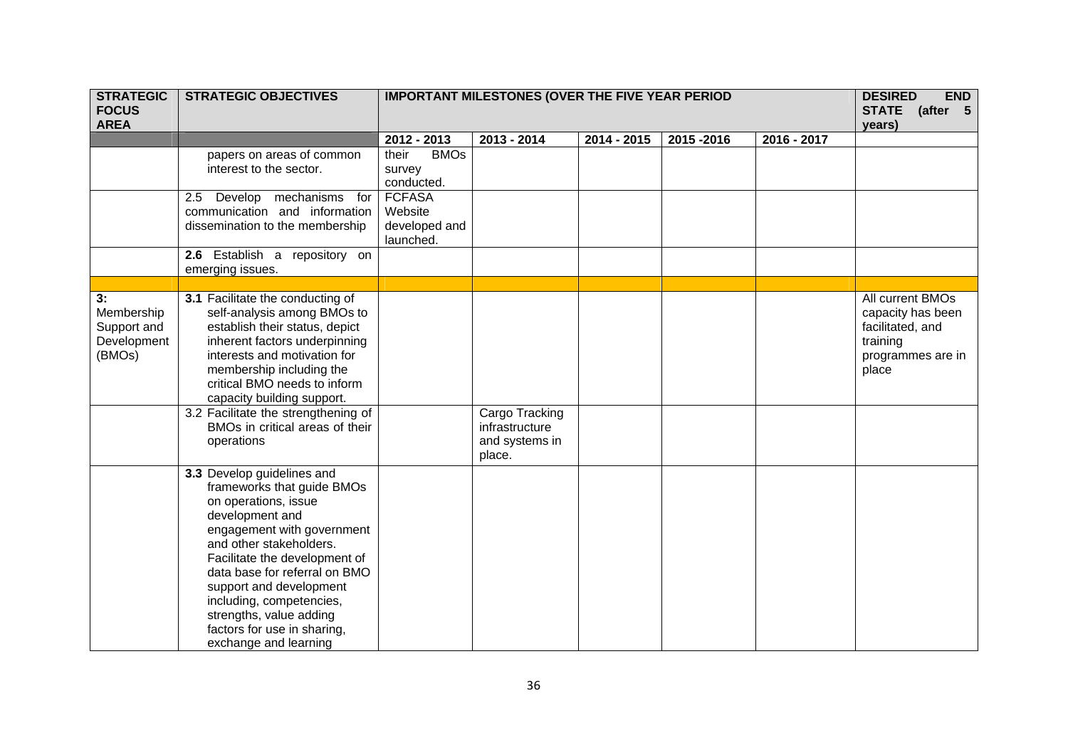| STRATEGIC FOCUS AREA | STRATEGIC OBJECTIVES | IMPORTANT MILESTONES (OVER THE FIVE YEAR PERIOD | | | | | DESIRED END STATE (after 5 years) |
|---|---|---|---|---|---|---|---|
| | | 2012 - 2013 | 2013 - 2014 | 2014 - 2015 | 2015 -2016 | 2016 - 2017 | |
| | papers on areas of common interest to the sector. | their BMOs survey conducted. | | | | | |
| | 2.5 Develop mechanisms for communication and information dissemination to the membership | FCFASA Website developed and launched. | | | | | |
| | **2.6** Establish a repository on emerging issues. | | | | | | |
| | | | | | | | |
| **3:** Membership Support and Development (BMOs) | **3.1** Facilitate the conducting of self-analysis among BMOs to establish their status, depict inherent factors underpinning interests and motivation for membership including the critical BMO needs to inform capacity building support. | | | | | | All current BMOs capacity has been facilitated, and training programmes are in place |
| | 3.2 Facilitate the strengthening of BMOs in critical areas of their operations | | Cargo Tracking infrastructure and systems in place. | | | | |
| | **3.3** Develop guidelines and frameworks that guide BMOs on operations, issue development and engagement with government and other stakeholders. Facilitate the development of data base for referral on BMO support and development including, competencies, strengths, value adding factors for use in sharing, exchange and learning | | | | | | |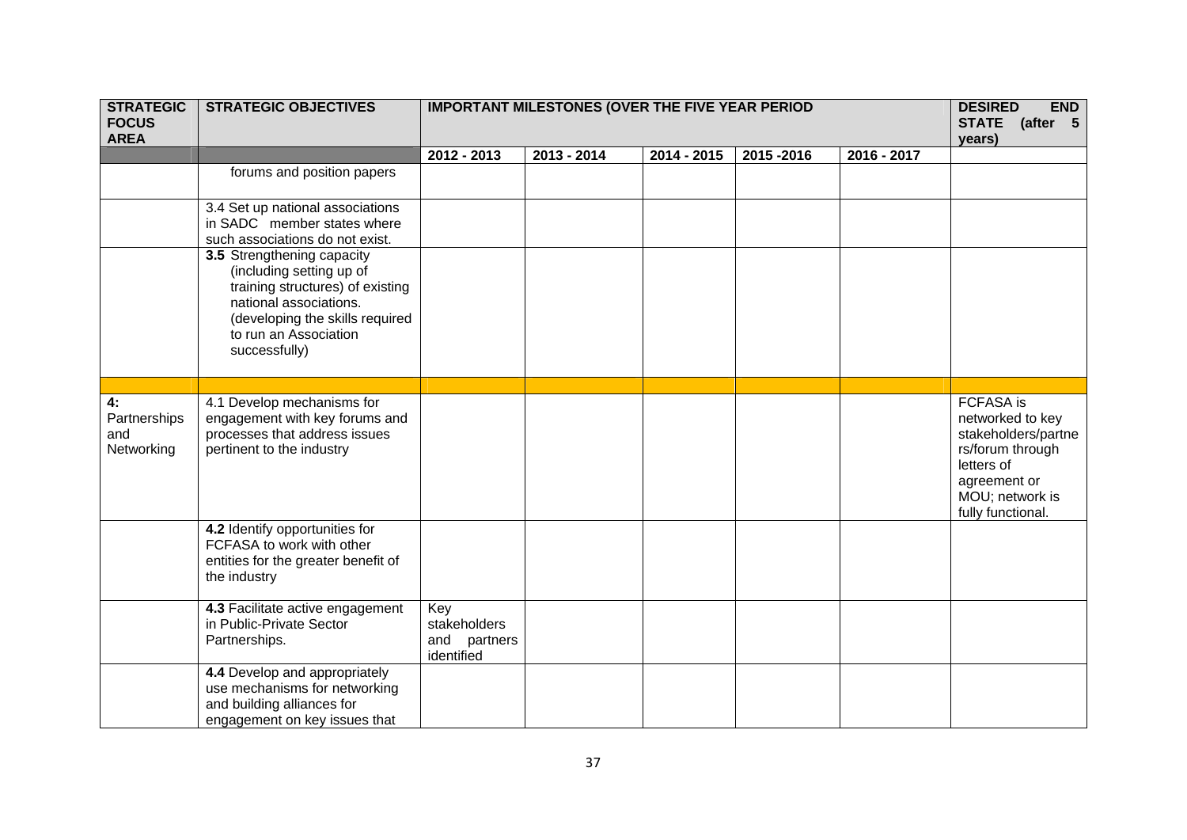| STRATEGIC FOCUS AREA | STRATEGIC OBJECTIVES | IMPORTANT MILESTONES (OVER THE FIVE YEAR PERIOD | | | | | DESIRED END STATE (after 5 years) |
|---|---|---|---|---|---|---|---|
| | | 2012 - 2013 | 2013 - 2014 | 2014 - 2015 | 2015 -2016 | 2016 - 2017 | |
| | forums and position papers | | | | | | |
| | 3.4 Set up national associations in SADC member states where such associations do not exist. | | | | | | |
| | **3.5** Strengthening capacity (including setting up of training structures) of existing national associations. (developing the skills required to run an Association successfully) | | | | | | |
| | | | | | | | |
| 4: Partnerships and Networking | 4.1 Develop mechanisms for engagement with key forums and processes that address issues pertinent to the industry | | | | | | FCFASA is networked to key stakeholders/partners/forum through letters of agreement or MOU; network is fully functional. |
| | **4.2** Identify opportunities for FCFASA to work with other entities for the greater benefit of the industry | | | | | | |
| | **4.3** Facilitate active engagement in Public-Private Sector Partnerships. | Key stakeholders and partners identified | | | | | |
| | **4.4** Develop and appropriately use mechanisms for networking and building alliances for engagement on key issues that | | | | | | |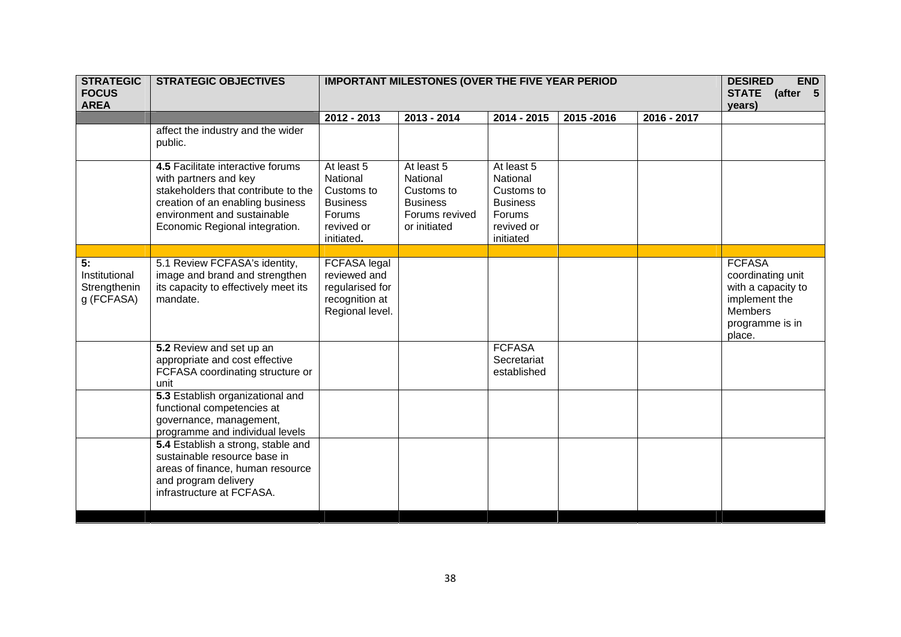| STRATEGIC FOCUS AREA | STRATEGIC OBJECTIVES | IMPORTANT MILESTONES (OVER THE FIVE YEAR PERIOD | | | | | DESIRED END STATE (after 5 years) |
|---|---|---|---|---|---|---|---|
| | | 2012 - 2013 | 2013 - 2014 | 2014 - 2015 | 2015 -2016 | 2016 - 2017 | |
| | affect the industry and the wider public. | | | | | | |
| | **4.5** Facilitate interactive forums with partners and key stakeholders that contribute to the creation of an enabling business environment and sustainable Economic Regional integration. | At least 5 National Customs to Business Forums revived or initiated**.** | At least 5 National Customs to Business Forums revived or initiated | At least 5 National Customs to Business Forums revived or initiated | | | |
| | | | | | | | |
| **5:** Institutional Strengthening (FCFASA) | 5.1 Review FCFASA's identity, image and brand and strengthen its capacity to effectively meet its mandate. | FCFASA legal reviewed and regularised for recognition at Regional level. | | | | | FCFASA coordinating unit with a capacity to implement the Members programme is in place. |
| | **5.2** Review and set up an appropriate and cost effective FCFASA coordinating structure or unit | | | FCFASA Secretariat established | | | |
| | **5.3** Establish organizational and functional competencies at governance, management, programme and individual levels | | | | | | |
| | **5.4** Establish a strong, stable and sustainable resource base in areas of finance, human resource and program delivery infrastructure at FCFASA. | | | | | | |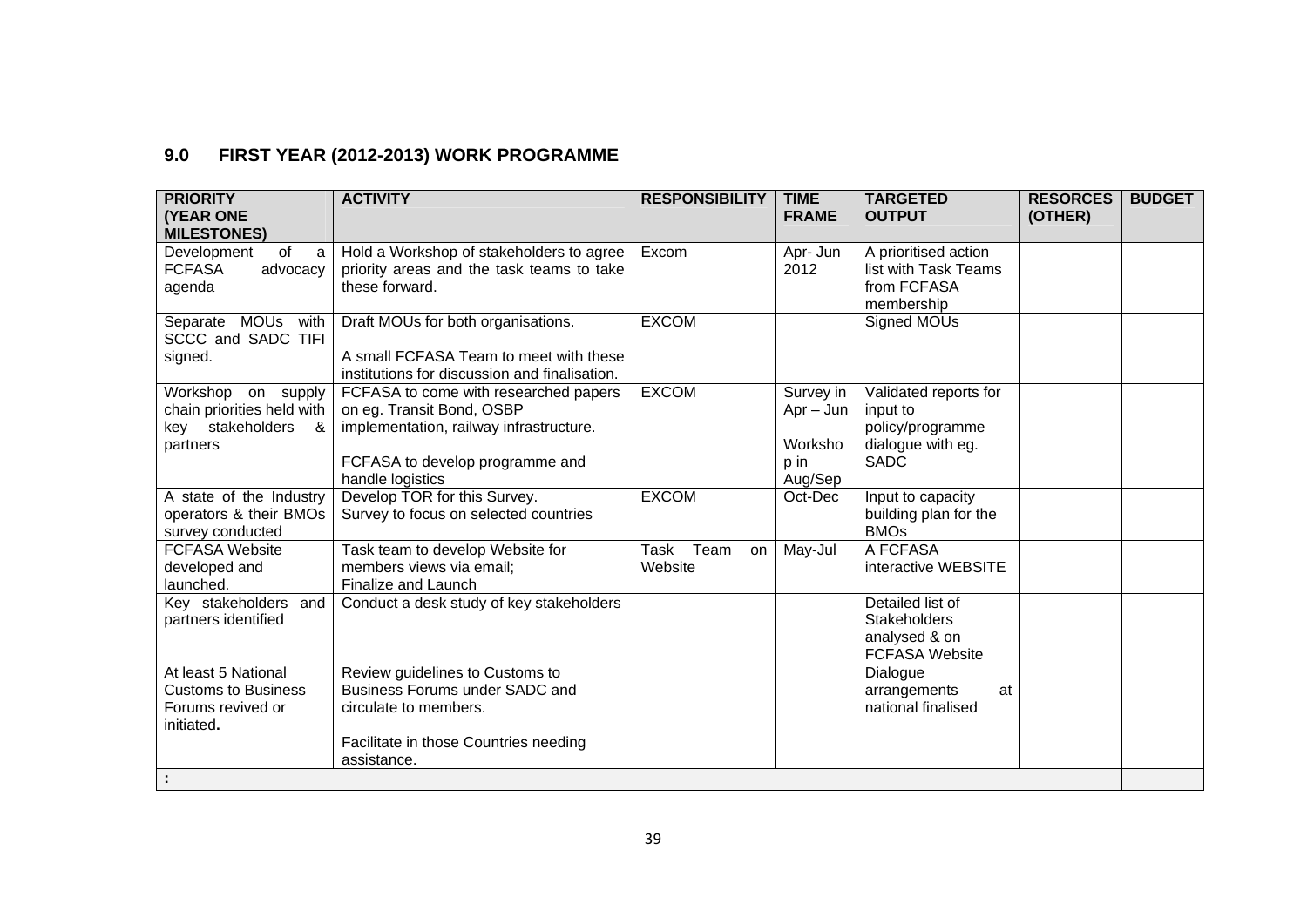## 9.0 FIRST YEAR (2012-2013) WORK PROGRAMME

| PRIORITY (YEAR ONE MILESTONES) | ACTIVITY | RESPONSIBILITY | TIME FRAME | TARGETED OUTPUT | RESORCES (OTHER) | BUDGET |
|---|---|---|---|---|---|---|
| Development of a FCFASA advocacy agenda | Hold a Workshop of stakeholders to agree priority areas and the task teams to take these forward. | Excom | Apr- Jun 2012 | A prioritised action list with Task Teams from FCFASA membership | | |
| Separate MOUs with SCCC and SADC TIFI signed. | Draft MOUs for both organisations.<br><br>A small FCFASA Team to meet with these institutions for discussion and finalisation. | EXCOM | | Signed MOUs | | |
| Workshop on supply chain priorities held with key stakeholders & partners | FCFASA to come with researched papers on eg. Transit Bond, OSBP implementation, railway infrastructure.<br><br>FCFASA to develop programme and handle logistics | EXCOM | Survey in Apr – Jun<br><br>Workshop in Aug/Sep | Validated reports for input to policy/programme dialogue with eg. SADC | | |
| A state of the Industry operators & their BMOs survey conducted | Develop TOR for this Survey.<br>Survey to focus on selected countries | EXCOM | Oct-Dec | Input to capacity building plan for the BMOs | | |
| FCFASA Website developed and launched. | Task team to develop Website for members views via email;<br>Finalize and Launch | Task Team on Website | May-Jul | A FCFASA interactive WEBSITE | | |
| Key stakeholders and partners identified | Conduct a desk study of key stakeholders | | | Detailed list of Stakeholders analysed & on FCFASA Website | | |
| At least 5 National Customs to Business Forums revived or initiated**.** | Review guidelines to Customs to Business Forums under SADC and circulate to members.<br><br>Facilitate in those Countries needing assistance. | | | Dialogue arrangements at national finalised | | |
| **:** | | | | | | |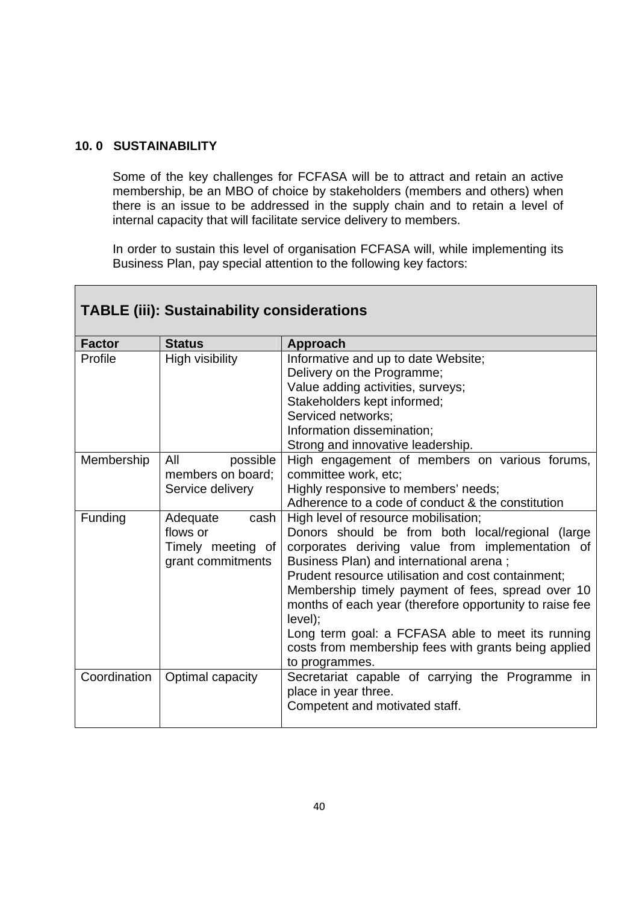## 10. 0 SUSTAINABILITY

Some of the key challenges for FCFASA will be to attract and retain an active membership, be an MBO of choice by stakeholders (members and others) when there is an issue to be addressed in the supply chain and to retain a level of internal capacity that will facilitate service delivery to members.

In order to sustain this level of organisation FCFASA will, while implementing its Business Plan, pay special attention to the following key factors:

**TABLE (iii): Sustainability considerations**

| Factor | Status | Approach |
|---|---|---|
| Profile | High visibility | Informative and up to date Website;<br>Delivery on the Programme;<br>Value adding activities, surveys;<br>Stakeholders kept informed;<br>Serviced networks;<br>Information dissemination;<br>Strong and innovative leadership. |
| Membership | All possible members on board;<br>Service delivery | High engagement of members on various forums, committee work, etc;<br>Highly responsive to members' needs;<br>Adherence to a code of conduct & the constitution |
| Funding | Adequate cash flows or<br>Timely meeting of grant commitments | High level of resource mobilisation;<br>Donors should be from both local/regional (large corporates deriving value from implementation of Business Plan) and international arena ;<br>Prudent resource utilisation and cost containment;<br>Membership timely payment of fees, spread over 10 months of each year (therefore opportunity to raise fee level);<br>Long term goal: a FCFASA able to meet its running costs from membership fees with grants being applied to programmes. |
| Coordination | Optimal capacity | Secretariat capable of carrying the Programme in place in year three.<br>Competent and motivated staff. |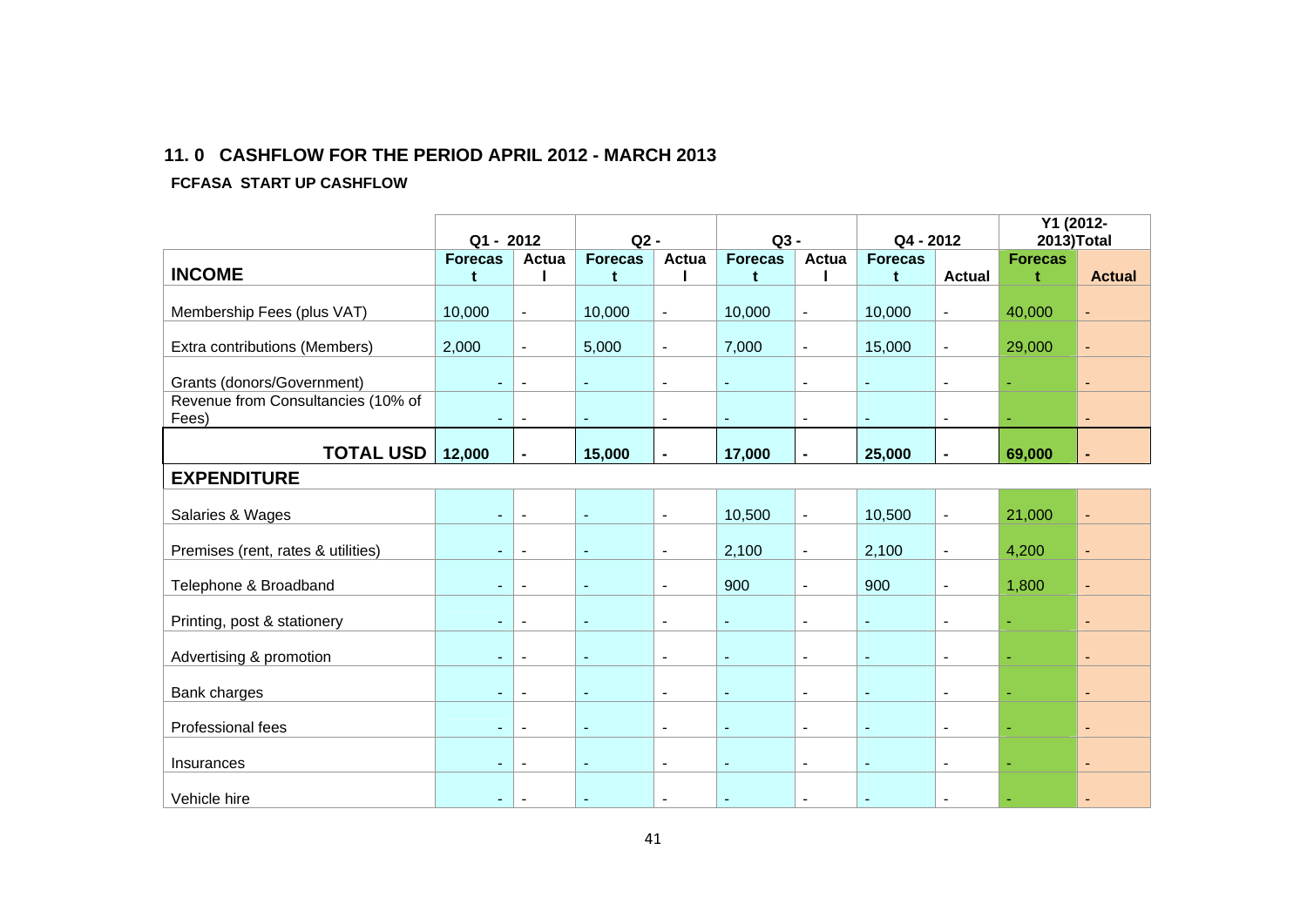## 11. 0 CASHFLOW FOR THE PERIOD APRIL 2012 - MARCH 2013

**FCFASA START UP CASHFLOW**

| | Q1 - 2012 | | Q2 - | | Q3 - | | Q4 - 2012 | | Y1 (2012-2013)Total | |
|---|---|---|---|---|---|---|---|---|---|---|
| **INCOME** | **Forecast** | **Actual** | **Forecast** | **Actual** | **Forecast** | **Actual** | **Forecast** | **Actual** | **Forecast** | **Actual** |
| Membership Fees (plus VAT) | 10,000 | - | 10,000 | - | 10,000 | - | 10,000 | - | 40,000 | - |
| Extra contributions (Members) | 2,000 | - | 5,000 | - | 7,000 | - | 15,000 | - | 29,000 | - |
| Grants (donors/Government) | - | - | - | - | - | - | - | - | - | - |
| Revenue from Consultancies (10% of Fees) | - | - | - | - | - | - | - | - | - | - |
| **TOTAL USD** | **12,000** | **-** | **15,000** | **-** | **17,000** | **-** | **25,000** | **-** | **69,000** | **-** |
| **EXPENDITURE** | | | | | | | | | | |
| Salaries & Wages | - | - | - | - | 10,500 | - | 10,500 | - | 21,000 | - |
| Premises (rent, rates & utilities) | - | - | - | - | 2,100 | - | 2,100 | - | 4,200 | - |
| Telephone & Broadband | - | - | - | - | 900 | - | 900 | - | 1,800 | - |
| Printing, post & stationery | - | - | - | - | - | - | - | - | - | - |
| Advertising & promotion | - | - | - | - | - | - | - | - | - | - |
| Bank charges | - | - | - | - | - | - | - | - | - | - |
| Professional fees | - | - | - | - | - | - | - | - | - | - |
| Insurances | - | - | - | - | - | - | - | - | - | - |
| Vehicle hire | - | - | - | - | - | - | - | - | - | - |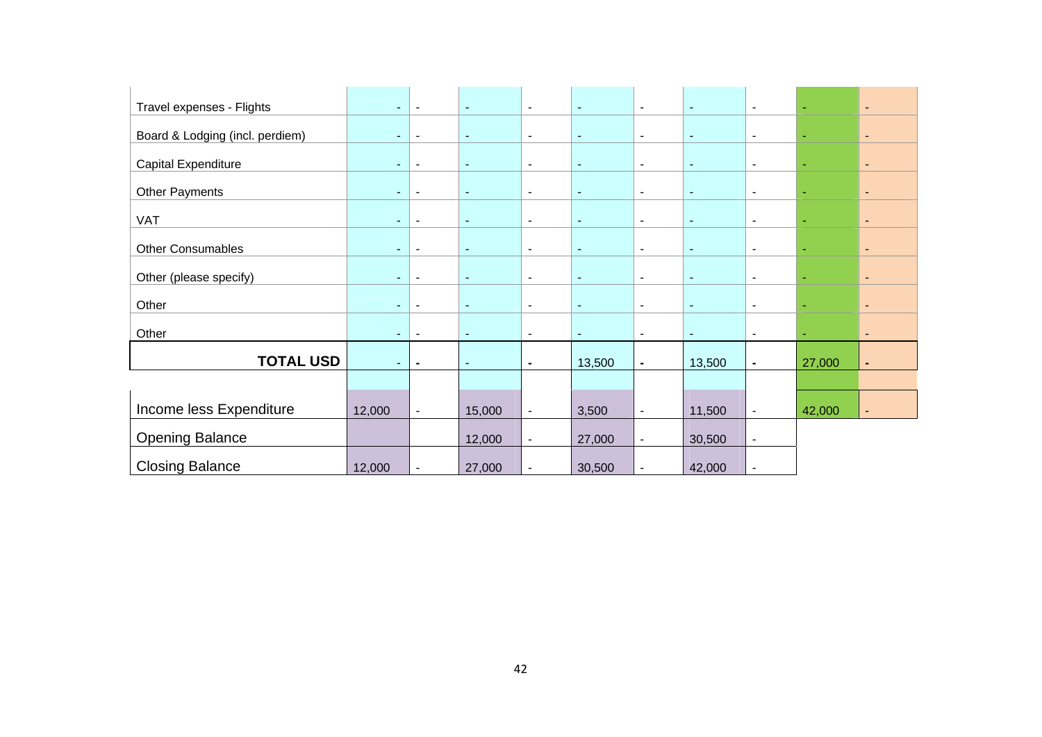| | | | | | | | | | | |
|---|---|---|---|---|---|---|---|---|---|---|
| Travel expenses - Flights | - | - | - | - | - | - | - | - | - | - |
| Board & Lodging (incl. perdiem) | - | - | - | - | - | - | - | - | - | - |
| Capital Expenditure | - | - | - | - | - | - | - | - | - | - |
| Other Payments | - | - | - | - | - | - | - | - | - | - |
| VAT | - | - | - | - | - | - | - | - | - | - |
| Other Consumables | - | - | - | - | - | - | - | - | - | - |
| Other (please specify) | - | - | - | - | - | - | - | - | - | - |
| Other | - | - | - | - | - | - | - | - | - | - |
| Other | - | - | - | - | - | - | - | - | - | - |
| **TOTAL USD** | - | **-** | - | **-** | 13,500 | **-** | 13,500 | **-** | 27,000 | **-** |
| | | | | | | | | | | |
| Income less Expenditure | 12,000 | - | 15,000 | - | 3,500 | - | 11,500 | - | 42,000 | - |
| Opening Balance | | | 12,000 | - | 27,000 | - | 30,500 | - | | |
| Closing Balance | 12,000 | - | 27,000 | - | 30,500 | - | 42,000 | - | | |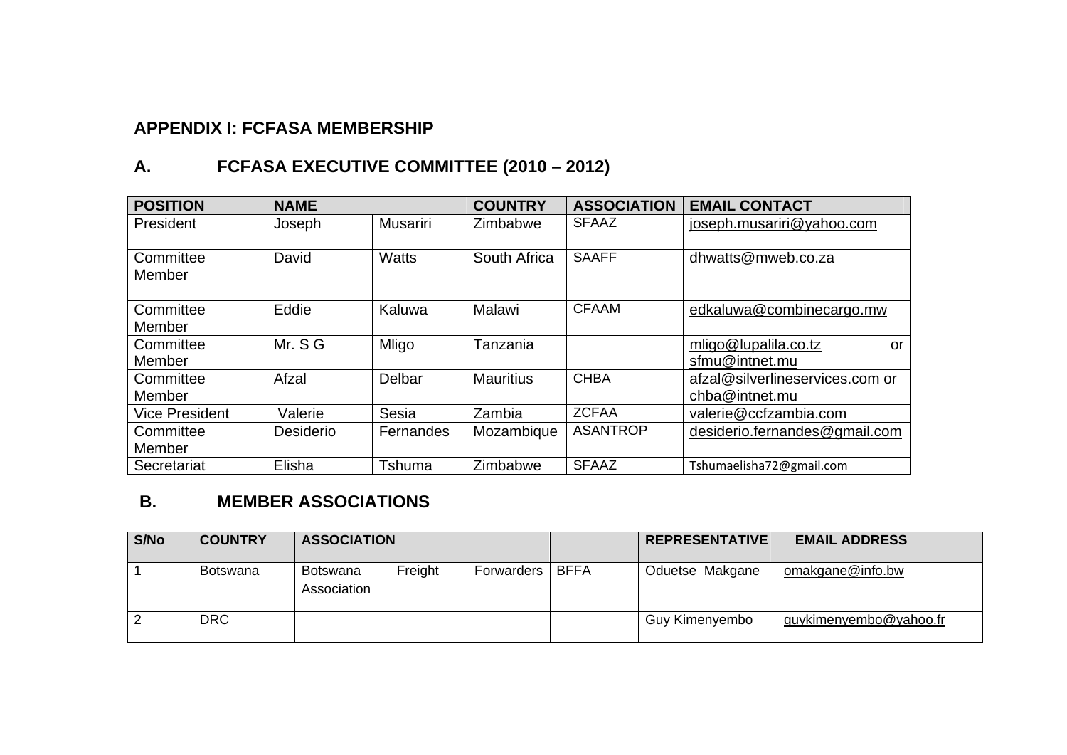### APPENDIX I: FCFASA MEMBERSHIP

### A. FCFASA EXECUTIVE COMMITTEE (2010 – 2012)

| POSITION | NAME | | COUNTRY | ASSOCIATION | EMAIL CONTACT |
|---|---|---|---|---|---|
| President | Joseph | Musariri | Zimbabwe | SFAAZ | joseph.musariri@yahoo.com |
| Committee Member | David | Watts | South Africa | SAAFF | dhwatts@mweb.co.za |
| Committee Member | Eddie | Kaluwa | Malawi | CFAAM | edkaluwa@combinecargo.mw |
| Committee Member | Mr. S G | Mligo | Tanzania | | mligo@lupalila.co.tz or sfmu@intnet.mu |
| Committee Member | Afzal | Delbar | Mauritius | CHBA | afzal@silverlineservices.com or chba@intnet.mu |
| Vice President | Valerie | Sesia | Zambia | ZCFAA | valerie@ccfzambia.com |
| Committee Member | Desiderio | Fernandes | Mozambique | ASANTROP | desiderio.fernandes@gmail.com |
| Secretariat | Elisha | Tshuma | Zimbabwe | SFAAZ | Tshumaelisha72@gmail.com |

### B. MEMBER ASSOCIATIONS

| S/No | COUNTRY | ASSOCIATION | | REPRESENTATIVE | EMAIL ADDRESS |
|---|---|---|---|---|---|
| 1 | Botswana | Botswana Freight Forwarders Association | BFFA | Oduetse Makgane | omakgane@info.bw |
| 2 | DRC | | | Guy Kimenyembo | guykimenyembo@yahoo.fr |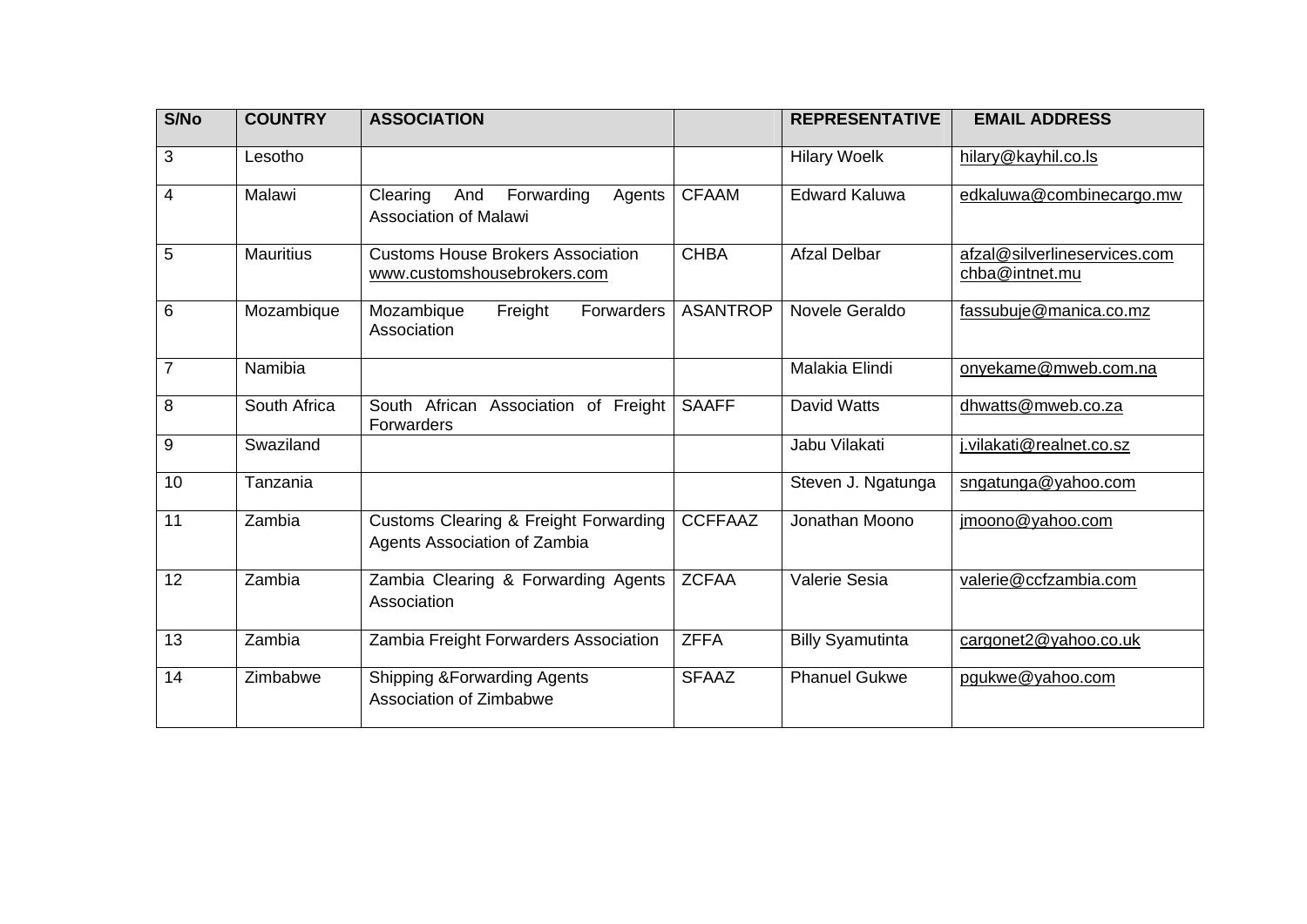| S/No | COUNTRY | ASSOCIATION | | REPRESENTATIVE | EMAIL ADDRESS |
|---|---|---|---|---|---|
| 3 | Lesotho | | | Hilary Woelk | hilary@kayhil.co.ls |
| 4 | Malawi | Clearing And Forwarding Agents Association of Malawi | CFAAM | Edward Kaluwa | edkaluwa@combinecargo.mw |
| 5 | Mauritius | Customs House Brokers Association www.customshousebrokers.com | CHBA | Afzal Delbar | afzal@silverlineservices.com chba@intnet.mu |
| 6 | Mozambique | Mozambique Freight Forwarders Association | ASANTROP | Novele Geraldo | fassubuje@manica.co.mz |
| 7 | Namibia | | | Malakia Elindi | onyekame@mweb.com.na |
| 8 | South Africa | South African Association of Freight Forwarders | SAAFF | David Watts | dhwatts@mweb.co.za |
| 9 | Swaziland | | | Jabu Vilakati | j.vilakati@realnet.co.sz |
| 10 | Tanzania | | | Steven J. Ngatunga | sngatunga@yahoo.com |
| 11 | Zambia | Customs Clearing & Freight Forwarding Agents Association of Zambia | CCFFAAZ | Jonathan Moono | jmoono@yahoo.com |
| 12 | Zambia | Zambia Clearing & Forwarding Agents Association | ZCFAA | Valerie Sesia | valerie@ccfzambia.com |
| 13 | Zambia | Zambia Freight Forwarders Association | ZFFA | Billy Syamutinta | cargonet2@yahoo.co.uk |
| 14 | Zimbabwe | Shipping &Forwarding Agents Association of Zimbabwe | SFAAZ | Phanuel Gukwe | pgukwe@yahoo.com |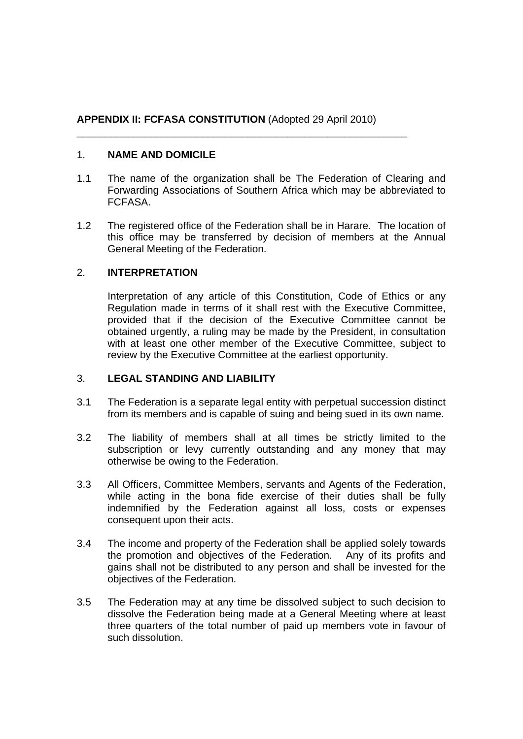**APPENDIX II: FCFASA CONSTITUTION** (Adopted 29 April 2010)

---

## 1. NAME AND DOMICILE

1.1 The name of the organization shall be The Federation of Clearing and Forwarding Associations of Southern Africa which may be abbreviated to FCFASA.

1.2 The registered office of the Federation shall be in Harare. The location of this office may be transferred by decision of members at the Annual General Meeting of the Federation.

## 2. INTERPRETATION

Interpretation of any article of this Constitution, Code of Ethics or any Regulation made in terms of it shall rest with the Executive Committee, provided that if the decision of the Executive Committee cannot be obtained urgently, a ruling may be made by the President, in consultation with at least one other member of the Executive Committee, subject to review by the Executive Committee at the earliest opportunity.

## 3. LEGAL STANDING AND LIABILITY

3.1 The Federation is a separate legal entity with perpetual succession distinct from its members and is capable of suing and being sued in its own name.

3.2 The liability of members shall at all times be strictly limited to the subscription or levy currently outstanding and any money that may otherwise be owing to the Federation.

3.3 All Officers, Committee Members, servants and Agents of the Federation, while acting in the bona fide exercise of their duties shall be fully indemnified by the Federation against all loss, costs or expenses consequent upon their acts.

3.4 The income and property of the Federation shall be applied solely towards the promotion and objectives of the Federation. Any of its profits and gains shall not be distributed to any person and shall be invested for the objectives of the Federation.

3.5 The Federation may at any time be dissolved subject to such decision to dissolve the Federation being made at a General Meeting where at least three quarters of the total number of paid up members vote in favour of such dissolution.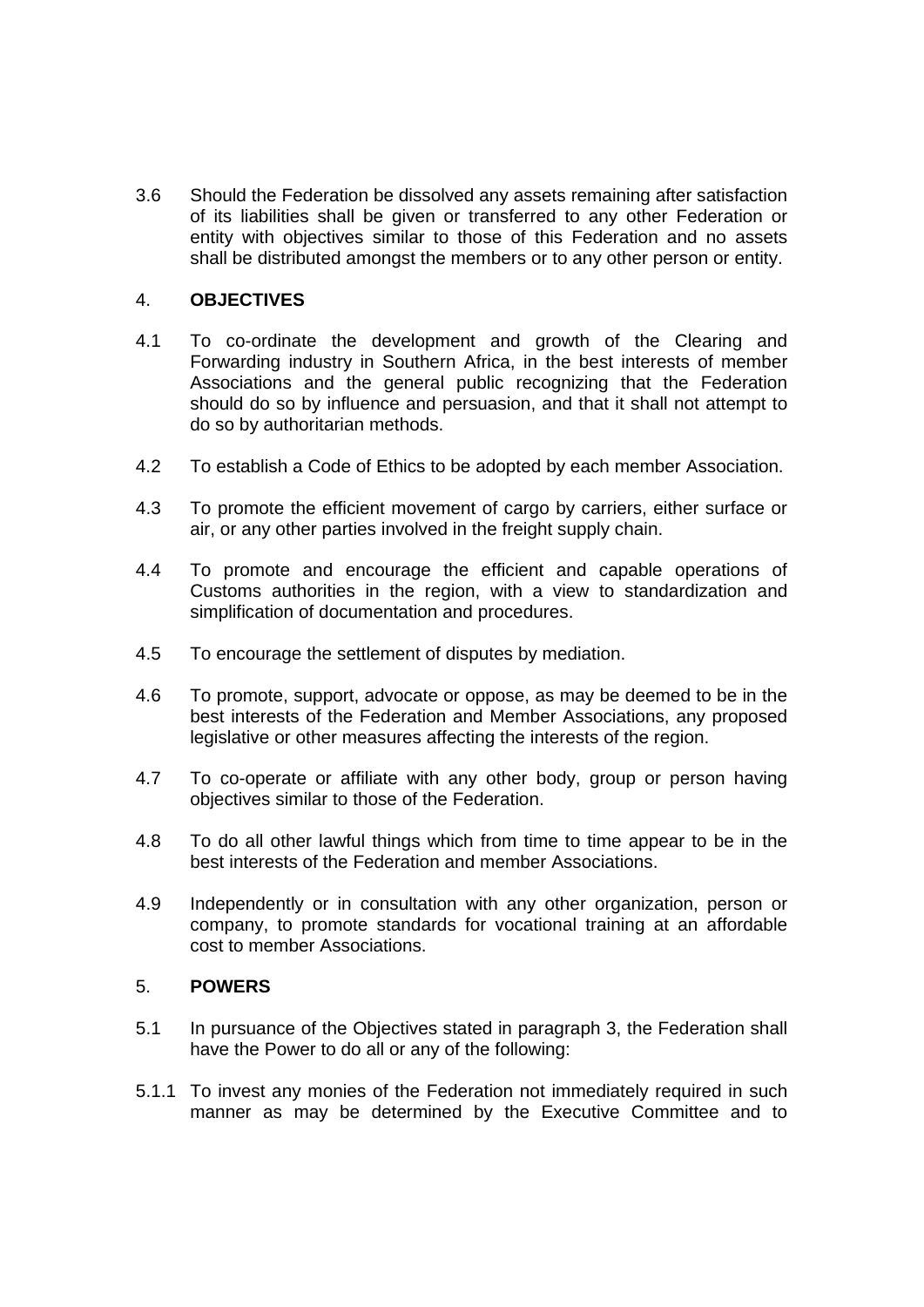3.6 Should the Federation be dissolved any assets remaining after satisfaction of its liabilities shall be given or transferred to any other Federation or entity with objectives similar to those of this Federation and no assets shall be distributed amongst the members or to any other person or entity.

## 4. OBJECTIVES

4.1 To co-ordinate the development and growth of the Clearing and Forwarding industry in Southern Africa, in the best interests of member Associations and the general public recognizing that the Federation should do so by influence and persuasion, and that it shall not attempt to do so by authoritarian methods.

4.2 To establish a Code of Ethics to be adopted by each member Association.

4.3 To promote the efficient movement of cargo by carriers, either surface or air, or any other parties involved in the freight supply chain.

4.4 To promote and encourage the efficient and capable operations of Customs authorities in the region, with a view to standardization and simplification of documentation and procedures.

4.5 To encourage the settlement of disputes by mediation.

4.6 To promote, support, advocate or oppose, as may be deemed to be in the best interests of the Federation and Member Associations, any proposed legislative or other measures affecting the interests of the region.

4.7 To co-operate or affiliate with any other body, group or person having objectives similar to those of the Federation.

4.8 To do all other lawful things which from time to time appear to be in the best interests of the Federation and member Associations.

4.9 Independently or in consultation with any other organization, person or company, to promote standards for vocational training at an affordable cost to member Associations.

## 5. POWERS

5.1 In pursuance of the Objectives stated in paragraph 3, the Federation shall have the Power to do all or any of the following:

5.1.1 To invest any monies of the Federation not immediately required in such manner as may be determined by the Executive Committee and to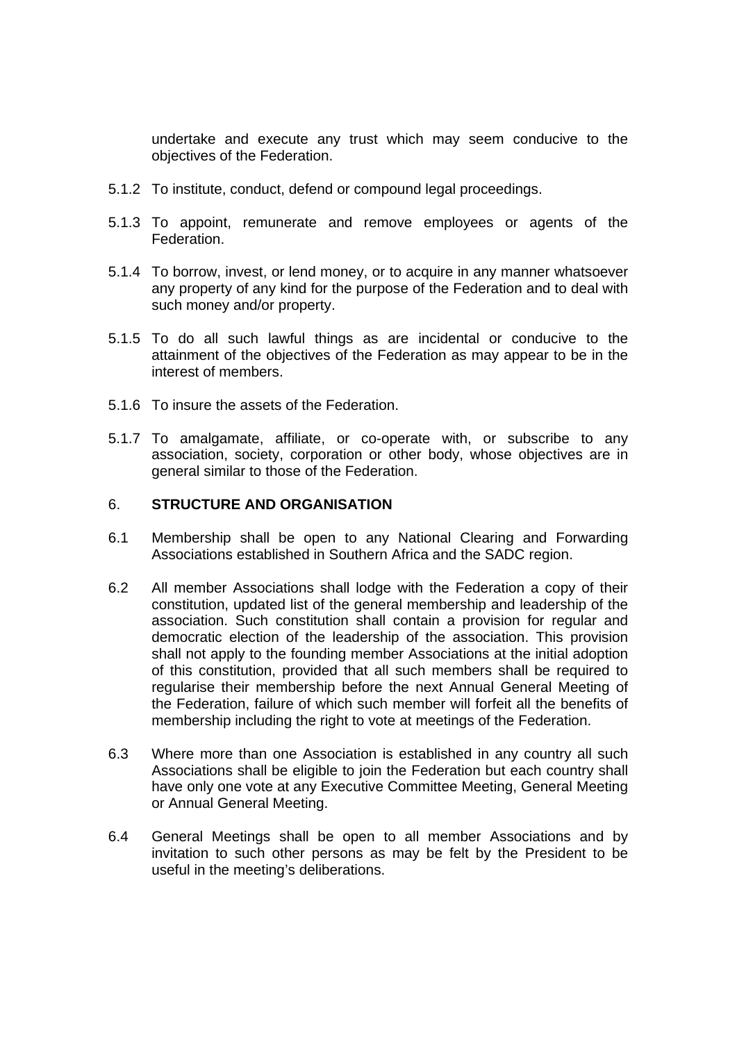undertake and execute any trust which may seem conducive to the objectives of the Federation.

5.1.2 To institute, conduct, defend or compound legal proceedings.

5.1.3 To appoint, remunerate and remove employees or agents of the Federation.

5.1.4 To borrow, invest, or lend money, or to acquire in any manner whatsoever any property of any kind for the purpose of the Federation and to deal with such money and/or property.

5.1.5 To do all such lawful things as are incidental or conducive to the attainment of the objectives of the Federation as may appear to be in the interest of members.

5.1.6 To insure the assets of the Federation.

5.1.7 To amalgamate, affiliate, or co-operate with, or subscribe to any association, society, corporation or other body, whose objectives are in general similar to those of the Federation.

## 6. STRUCTURE AND ORGANISATION

6.1 Membership shall be open to any National Clearing and Forwarding Associations established in Southern Africa and the SADC region.

6.2 All member Associations shall lodge with the Federation a copy of their constitution, updated list of the general membership and leadership of the association. Such constitution shall contain a provision for regular and democratic election of the leadership of the association. This provision shall not apply to the founding member Associations at the initial adoption of this constitution, provided that all such members shall be required to regularise their membership before the next Annual General Meeting of the Federation, failure of which such member will forfeit all the benefits of membership including the right to vote at meetings of the Federation.

6.3 Where more than one Association is established in any country all such Associations shall be eligible to join the Federation but each country shall have only one vote at any Executive Committee Meeting, General Meeting or Annual General Meeting.

6.4 General Meetings shall be open to all member Associations and by invitation to such other persons as may be felt by the President to be useful in the meeting's deliberations.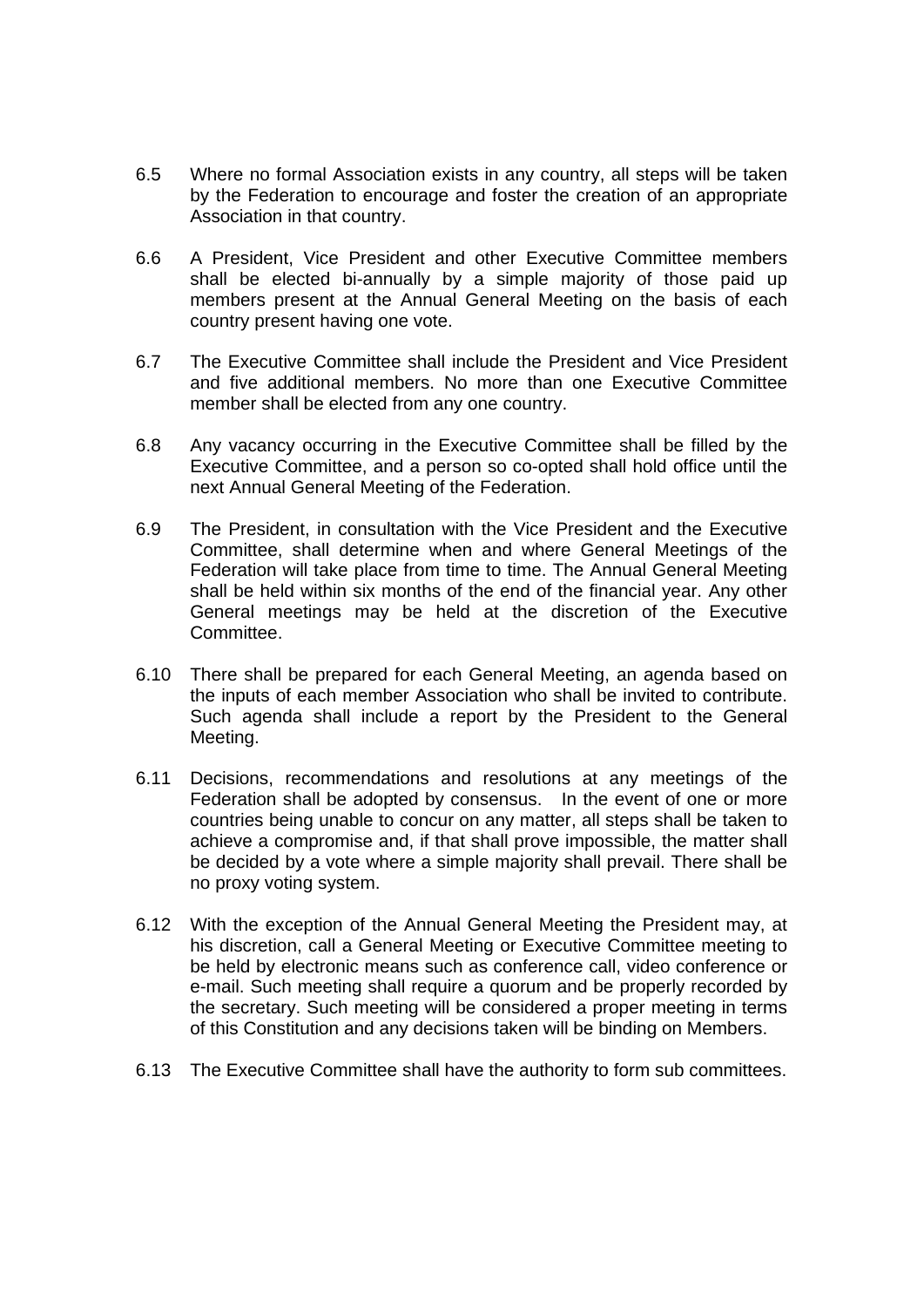6.5 Where no formal Association exists in any country, all steps will be taken by the Federation to encourage and foster the creation of an appropriate Association in that country.

6.6 A President, Vice President and other Executive Committee members shall be elected bi-annually by a simple majority of those paid up members present at the Annual General Meeting on the basis of each country present having one vote.

6.7 The Executive Committee shall include the President and Vice President and five additional members. No more than one Executive Committee member shall be elected from any one country.

6.8 Any vacancy occurring in the Executive Committee shall be filled by the Executive Committee, and a person so co-opted shall hold office until the next Annual General Meeting of the Federation.

6.9 The President, in consultation with the Vice President and the Executive Committee, shall determine when and where General Meetings of the Federation will take place from time to time. The Annual General Meeting shall be held within six months of the end of the financial year. Any other General meetings may be held at the discretion of the Executive Committee.

6.10 There shall be prepared for each General Meeting, an agenda based on the inputs of each member Association who shall be invited to contribute. Such agenda shall include a report by the President to the General Meeting.

6.11 Decisions, recommendations and resolutions at any meetings of the Federation shall be adopted by consensus. In the event of one or more countries being unable to concur on any matter, all steps shall be taken to achieve a compromise and, if that shall prove impossible, the matter shall be decided by a vote where a simple majority shall prevail. There shall be no proxy voting system.

6.12 With the exception of the Annual General Meeting the President may, at his discretion, call a General Meeting or Executive Committee meeting to be held by electronic means such as conference call, video conference or e-mail. Such meeting shall require a quorum and be properly recorded by the secretary. Such meeting will be considered a proper meeting in terms of this Constitution and any decisions taken will be binding on Members.

6.13 The Executive Committee shall have the authority to form sub committees.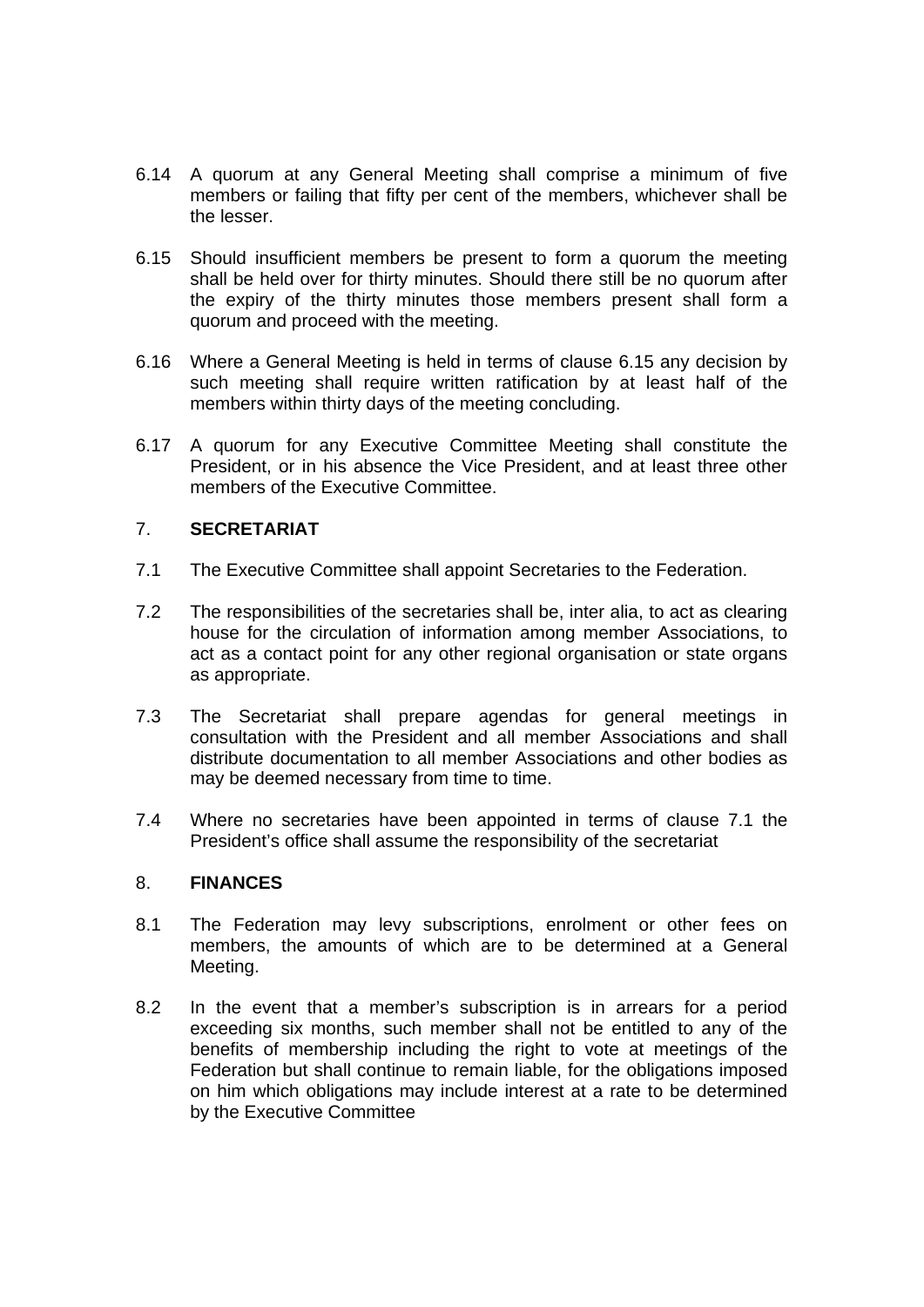6.14 A quorum at any General Meeting shall comprise a minimum of five members or failing that fifty per cent of the members, whichever shall be the lesser.

6.15 Should insufficient members be present to form a quorum the meeting shall be held over for thirty minutes. Should there still be no quorum after the expiry of the thirty minutes those members present shall form a quorum and proceed with the meeting.

6.16 Where a General Meeting is held in terms of clause 6.15 any decision by such meeting shall require written ratification by at least half of the members within thirty days of the meeting concluding.

6.17 A quorum for any Executive Committee Meeting shall constitute the President, or in his absence the Vice President, and at least three other members of the Executive Committee.

## 7. **SECRETARIAT**

7.1 The Executive Committee shall appoint Secretaries to the Federation.

7.2 The responsibilities of the secretaries shall be, inter alia, to act as clearing house for the circulation of information among member Associations, to act as a contact point for any other regional organisation or state organs as appropriate.

7.3 The Secretariat shall prepare agendas for general meetings in consultation with the President and all member Associations and shall distribute documentation to all member Associations and other bodies as may be deemed necessary from time to time.

7.4 Where no secretaries have been appointed in terms of clause 7.1 the President's office shall assume the responsibility of the secretariat

## 8. **FINANCES**

8.1 The Federation may levy subscriptions, enrolment or other fees on members, the amounts of which are to be determined at a General Meeting.

8.2 In the event that a member's subscription is in arrears for a period exceeding six months, such member shall not be entitled to any of the benefits of membership including the right to vote at meetings of the Federation but shall continue to remain liable, for the obligations imposed on him which obligations may include interest at a rate to be determined by the Executive Committee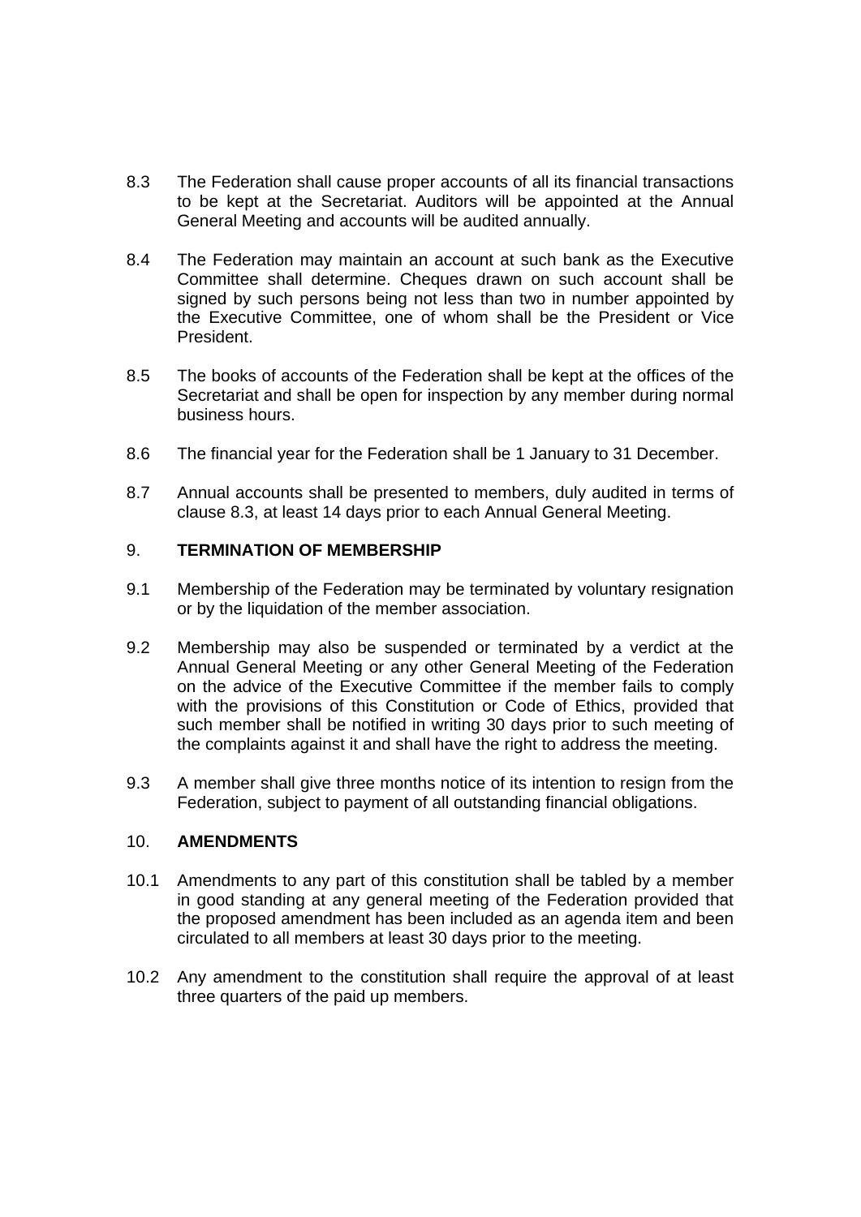8.3 The Federation shall cause proper accounts of all its financial transactions to be kept at the Secretariat. Auditors will be appointed at the Annual General Meeting and accounts will be audited annually.

8.4 The Federation may maintain an account at such bank as the Executive Committee shall determine. Cheques drawn on such account shall be signed by such persons being not less than two in number appointed by the Executive Committee, one of whom shall be the President or Vice President.

8.5 The books of accounts of the Federation shall be kept at the offices of the Secretariat and shall be open for inspection by any member during normal business hours.

8.6 The financial year for the Federation shall be 1 January to 31 December.

8.7 Annual accounts shall be presented to members, duly audited in terms of clause 8.3, at least 14 days prior to each Annual General Meeting.

## 9. TERMINATION OF MEMBERSHIP

9.1 Membership of the Federation may be terminated by voluntary resignation or by the liquidation of the member association.

9.2 Membership may also be suspended or terminated by a verdict at the Annual General Meeting or any other General Meeting of the Federation on the advice of the Executive Committee if the member fails to comply with the provisions of this Constitution or Code of Ethics, provided that such member shall be notified in writing 30 days prior to such meeting of the complaints against it and shall have the right to address the meeting.

9.3 A member shall give three months notice of its intention to resign from the Federation, subject to payment of all outstanding financial obligations.

## 10. AMENDMENTS

10.1 Amendments to any part of this constitution shall be tabled by a member in good standing at any general meeting of the Federation provided that the proposed amendment has been included as an agenda item and been circulated to all members at least 30 days prior to the meeting.

10.2 Any amendment to the constitution shall require the approval of at least three quarters of the paid up members.